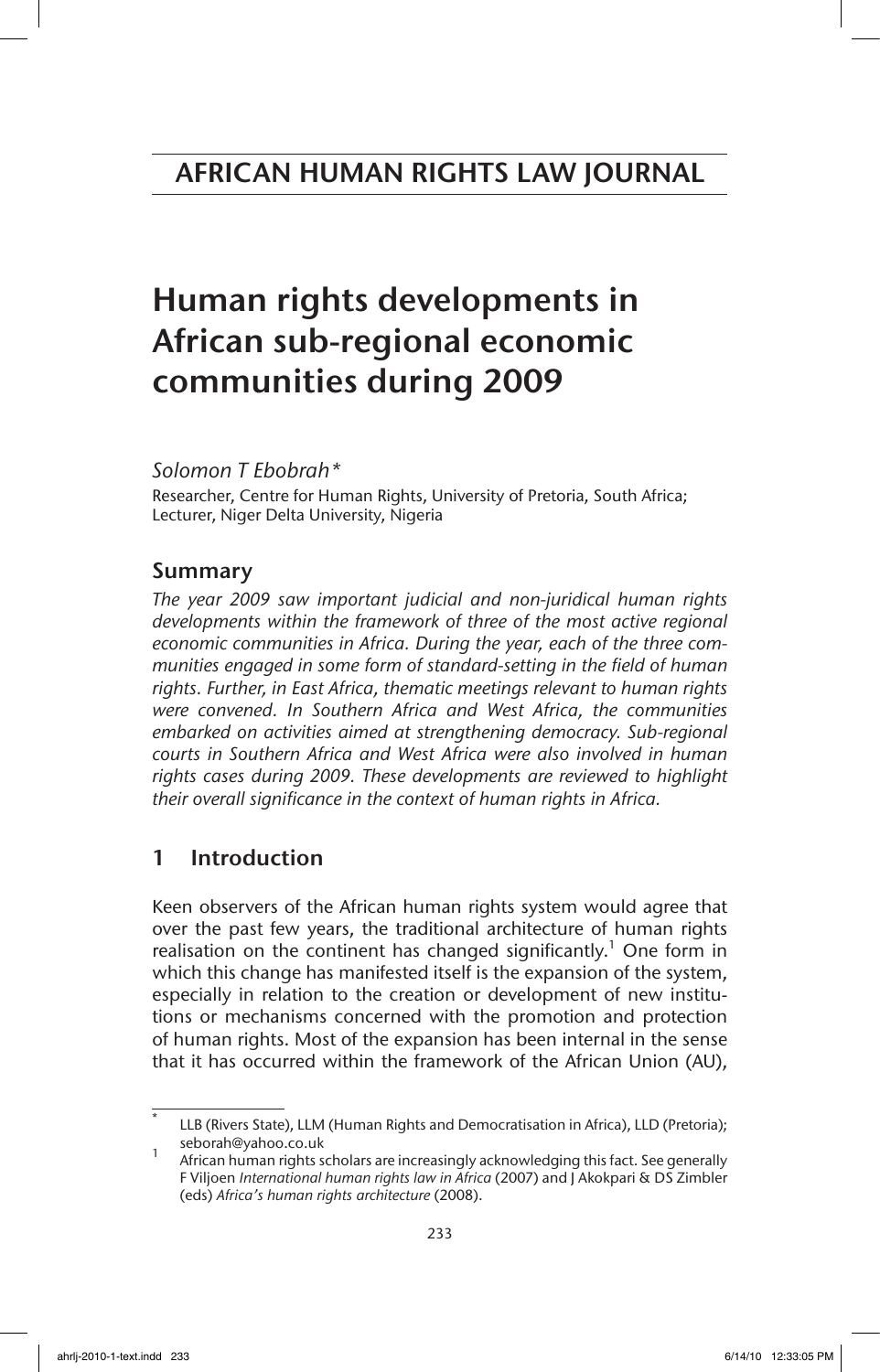# AFRICAN HUMAN RIGHTS LAW JOURNAL

# Human rights developments in African sub-regional economic communities during 2009

*Solomon T Ebobrah\**

Researcher, Centre for Human Rights, University of Pretoria, South Africa; Lecturer, Niger Delta University, Nigeria

## Summary

*The year 2009 saw important judicial and non-juridical human rights developments within the framework of three of the most active regional economic communities in Africa. During the year, each of the three communities engaged in some form of standard-setting in the field of human rights. Further, in East Africa, thematic meetings relevant to human rights were convened. In Southern Africa and West Africa, the communities embarked on activities aimed at strengthening democracy. Sub-regional courts in Southern Africa and West Africa were also involved in human rights cases during 2009. These developments are reviewed to highlight their overall significance in the context of human rights in Africa.*

## 1 Introduction

Keen observers of the African human rights system would agree that over the past few years, the traditional architecture of human rights realisation on the continent has changed significantly.[1] One form in which this change has manifested itself is the expansion of the system, especially in relation to the creation or development of new institutions or mechanisms concerned with the promotion and protection of human rights. Most of the expansion has been internal in the sense that it has occurred within the framework of the African Union (AU),

---

\* LLB (Rivers State), LLM (Human Rights and Democratisation in Africa), LLD (Pretoria); seborah@yahoo.co.uk

[1] African human rights scholars are increasingly acknowledging this fact. See generally F Viljoen *International human rights law in Africa* (2007) and J Akokpari & DS Zimbler (eds) *Africa's human rights architecture* (2008).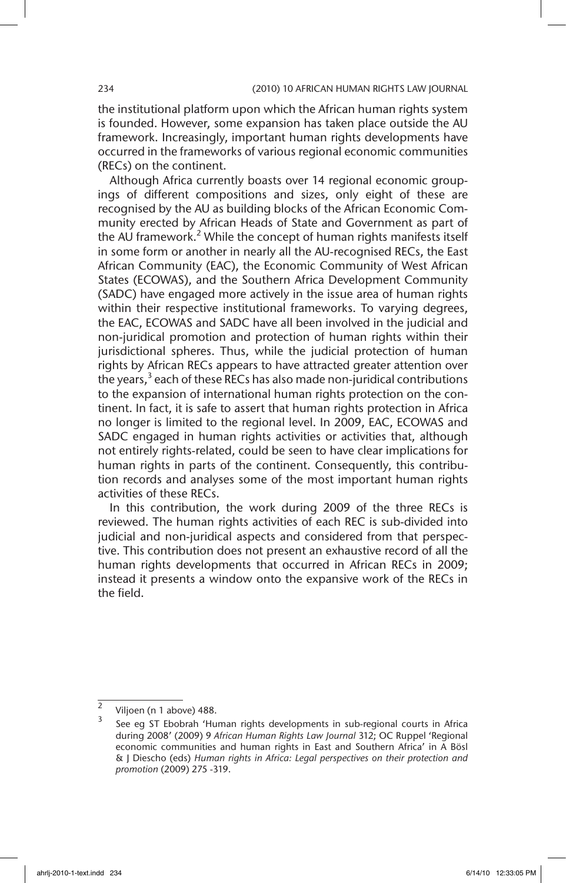the institutional platform upon which the African human rights system is founded. However, some expansion has taken place outside the AU framework. Increasingly, important human rights developments have occurred in the frameworks of various regional economic communities (RECs) on the continent.

Although Africa currently boasts over 14 regional economic groupings of different compositions and sizes, only eight of these are recognised by the AU as building blocks of the African Economic Community erected by African Heads of State and Government as part of the AU framework.[2] While the concept of human rights manifests itself in some form or another in nearly all the AU-recognised RECs, the East African Community (EAC), the Economic Community of West African States (ECOWAS), and the Southern Africa Development Community (SADC) have engaged more actively in the issue area of human rights within their respective institutional frameworks. To varying degrees, the EAC, ECOWAS and SADC have all been involved in the judicial and non-juridical promotion and protection of human rights within their jurisdictional spheres. Thus, while the judicial protection of human rights by African RECs appears to have attracted greater attention over the years,[3] each of these RECs has also made non-juridical contributions to the expansion of international human rights protection on the continent. In fact, it is safe to assert that human rights protection in Africa no longer is limited to the regional level. In 2009, EAC, ECOWAS and SADC engaged in human rights activities or activities that, although not entirely rights-related, could be seen to have clear implications for human rights in parts of the continent. Consequently, this contribution records and analyses some of the most important human rights activities of these RECs.

In this contribution, the work during 2009 of the three RECs is reviewed. The human rights activities of each REC is sub-divided into judicial and non-juridical aspects and considered from that perspective. This contribution does not present an exhaustive record of all the human rights developments that occurred in African RECs in 2009; instead it presents a window onto the expansive work of the RECs in the field.

---

[2] Viljoen (n 1 above) 488.

[3] See eg ST Ebobrah 'Human rights developments in sub-regional courts in Africa during 2008' (2009) 9 *African Human Rights Law Journal* 312; OC Ruppel 'Regional economic communities and human rights in East and Southern Africa' in A Bösl & J Diescho (eds) *Human rights in Africa: Legal perspectives on their protection and promotion* (2009) 275 -319.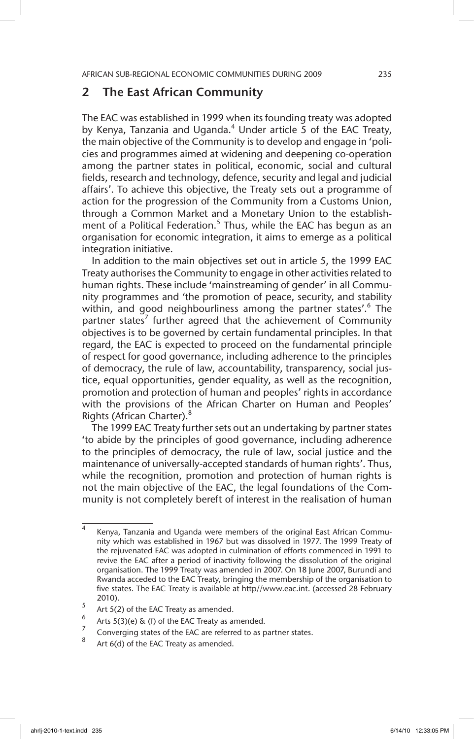## 2 The East African Community

The EAC was established in 1999 when its founding treaty was adopted by Kenya, Tanzania and Uganda.[4] Under article 5 of the EAC Treaty, the main objective of the Community is to develop and engage in 'policies and programmes aimed at widening and deepening co-operation among the partner states in political, economic, social and cultural fields, research and technology, defence, security and legal and judicial affairs'. To achieve this objective, the Treaty sets out a programme of action for the progression of the Community from a Customs Union, through a Common Market and a Monetary Union to the establishment of a Political Federation.[5] Thus, while the EAC has begun as an organisation for economic integration, it aims to emerge as a political integration initiative.

In addition to the main objectives set out in article 5, the 1999 EAC Treaty authorises the Community to engage in other activities related to human rights. These include 'mainstreaming of gender' in all Community programmes and 'the promotion of peace, security, and stability within, and good neighbourliness among the partner states'.[6] The partner states[7] further agreed that the achievement of Community objectives is to be governed by certain fundamental principles. In that regard, the EAC is expected to proceed on the fundamental principle of respect for good governance, including adherence to the principles of democracy, the rule of law, accountability, transparency, social justice, equal opportunities, gender equality, as well as the recognition, promotion and protection of human and peoples' rights in accordance with the provisions of the African Charter on Human and Peoples' Rights (African Charter).[8]

The 1999 EAC Treaty further sets out an undertaking by partner states 'to abide by the principles of good governance, including adherence to the principles of democracy, the rule of law, social justice and the maintenance of universally-accepted standards of human rights'. Thus, while the recognition, promotion and protection of human rights is not the main objective of the EAC, the legal foundations of the Community is not completely bereft of interest in the realisation of human

---

[4] Kenya, Tanzania and Uganda were members of the original East African Community which was established in 1967 but was dissolved in 1977. The 1999 Treaty of the rejuvenated EAC was adopted in culmination of efforts commenced in 1991 to revive the EAC after a period of inactivity following the dissolution of the original organisation. The 1999 Treaty was amended in 2007. On 18 June 2007, Burundi and Rwanda acceded to the EAC Treaty, bringing the membership of the organisation to five states. The EAC Treaty is available at http//www.eac.int. (accessed 28 February 2010).

[5] Art 5(2) of the EAC Treaty as amended.

[6] Arts 5(3)(e) & (f) of the EAC Treaty as amended.

[7] Converging states of the EAC are referred to as partner states.

[8] Art 6(d) of the EAC Treaty as amended.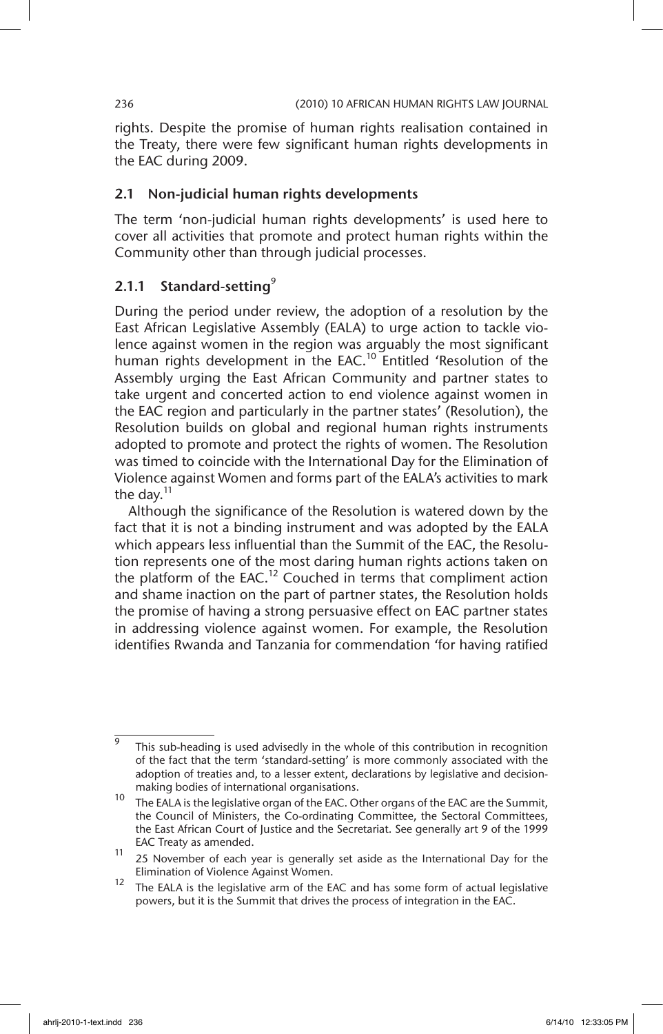rights. Despite the promise of human rights realisation contained in the Treaty, there were few significant human rights developments in the EAC during 2009.

## 2.1 Non-judicial human rights developments

The term 'non-judicial human rights developments' is used here to cover all activities that promote and protect human rights within the Community other than through judicial processes.

### 2.1.1 Standard-setting[9]

During the period under review, the adoption of a resolution by the East African Legislative Assembly (EALA) to urge action to tackle violence against women in the region was arguably the most significant human rights development in the EAC.[10] Entitled 'Resolution of the Assembly urging the East African Community and partner states to take urgent and concerted action to end violence against women in the EAC region and particularly in the partner states' (Resolution), the Resolution builds on global and regional human rights instruments adopted to promote and protect the rights of women. The Resolution was timed to coincide with the International Day for the Elimination of Violence against Women and forms part of the EALA's activities to mark the day.[11]

Although the significance of the Resolution is watered down by the fact that it is not a binding instrument and was adopted by the EALA which appears less influential than the Summit of the EAC, the Resolution represents one of the most daring human rights actions taken on the platform of the EAC.[12] Couched in terms that compliment action and shame inaction on the part of partner states, the Resolution holds the promise of having a strong persuasive effect on EAC partner states in addressing violence against women. For example, the Resolution identifies Rwanda and Tanzania for commendation 'for having ratified

---

[9] This sub-heading is used advisedly in the whole of this contribution in recognition of the fact that the term 'standard-setting' is more commonly associated with the adoption of treaties and, to a lesser extent, declarations by legislative and decision-making bodies of international organisations.

[10] The EALA is the legislative organ of the EAC. Other organs of the EAC are the Summit, the Council of Ministers, the Co-ordinating Committee, the Sectoral Committees, the East African Court of Justice and the Secretariat. See generally art 9 of the 1999 EAC Treaty as amended.

[11] 25 November of each year is generally set aside as the International Day for the Elimination of Violence Against Women.

[12] The EALA is the legislative arm of the EAC and has some form of actual legislative powers, but it is the Summit that drives the process of integration in the EAC.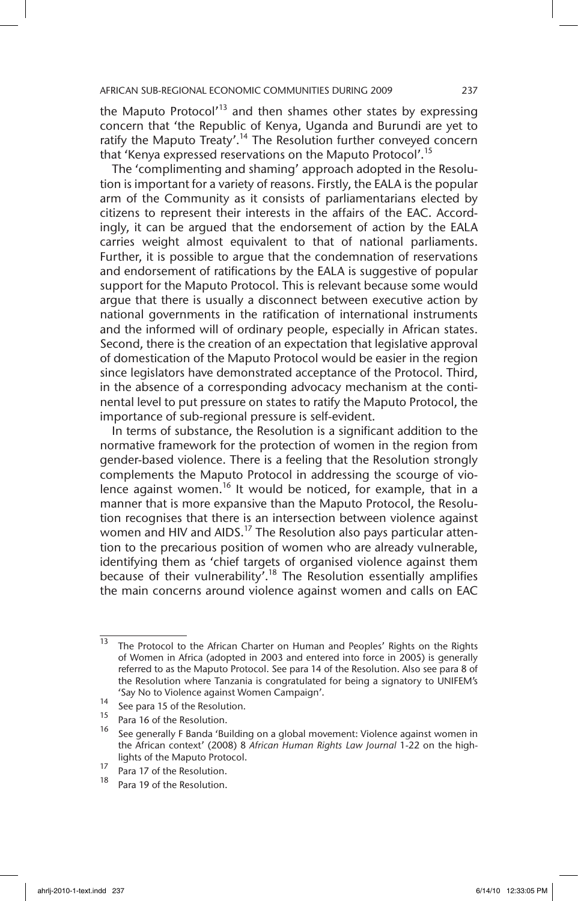the Maputo Protocol'[13] and then shames other states by expressing concern that 'the Republic of Kenya, Uganda and Burundi are yet to ratify the Maputo Treaty'.[14] The Resolution further conveyed concern that 'Kenya expressed reservations on the Maputo Protocol'.[15]

The 'complimenting and shaming' approach adopted in the Resolution is important for a variety of reasons. Firstly, the EALA is the popular arm of the Community as it consists of parliamentarians elected by citizens to represent their interests in the affairs of the EAC. Accordingly, it can be argued that the endorsement of action by the EALA carries weight almost equivalent to that of national parliaments. Further, it is possible to argue that the condemnation of reservations and endorsement of ratifications by the EALA is suggestive of popular support for the Maputo Protocol. This is relevant because some would argue that there is usually a disconnect between executive action by national governments in the ratification of international instruments and the informed will of ordinary people, especially in African states. Second, there is the creation of an expectation that legislative approval of domestication of the Maputo Protocol would be easier in the region since legislators have demonstrated acceptance of the Protocol. Third, in the absence of a corresponding advocacy mechanism at the continental level to put pressure on states to ratify the Maputo Protocol, the importance of sub-regional pressure is self-evident.

In terms of substance, the Resolution is a significant addition to the normative framework for the protection of women in the region from gender-based violence. There is a feeling that the Resolution strongly complements the Maputo Protocol in addressing the scourge of violence against women.[16] It would be noticed, for example, that in a manner that is more expansive than the Maputo Protocol, the Resolution recognises that there is an intersection between violence against women and HIV and AIDS.[17] The Resolution also pays particular attention to the precarious position of women who are already vulnerable, identifying them as 'chief targets of organised violence against them because of their vulnerability'.[18] The Resolution essentially amplifies the main concerns around violence against women and calls on EAC

---

[13] The Protocol to the African Charter on Human and Peoples' Rights on the Rights of Women in Africa (adopted in 2003 and entered into force in 2005) is generally referred to as the Maputo Protocol. See para 14 of the Resolution. Also see para 8 of the Resolution where Tanzania is congratulated for being a signatory to UNIFEM's 'Say No to Violence against Women Campaign'.

[14] See para 15 of the Resolution.

[15] Para 16 of the Resolution.

[16] See generally F Banda 'Building on a global movement: Violence against women in the African context' (2008) 8 *African Human Rights Law Journal* 1-22 on the highlights of the Maputo Protocol.

[17] Para 17 of the Resolution.

[18] Para 19 of the Resolution.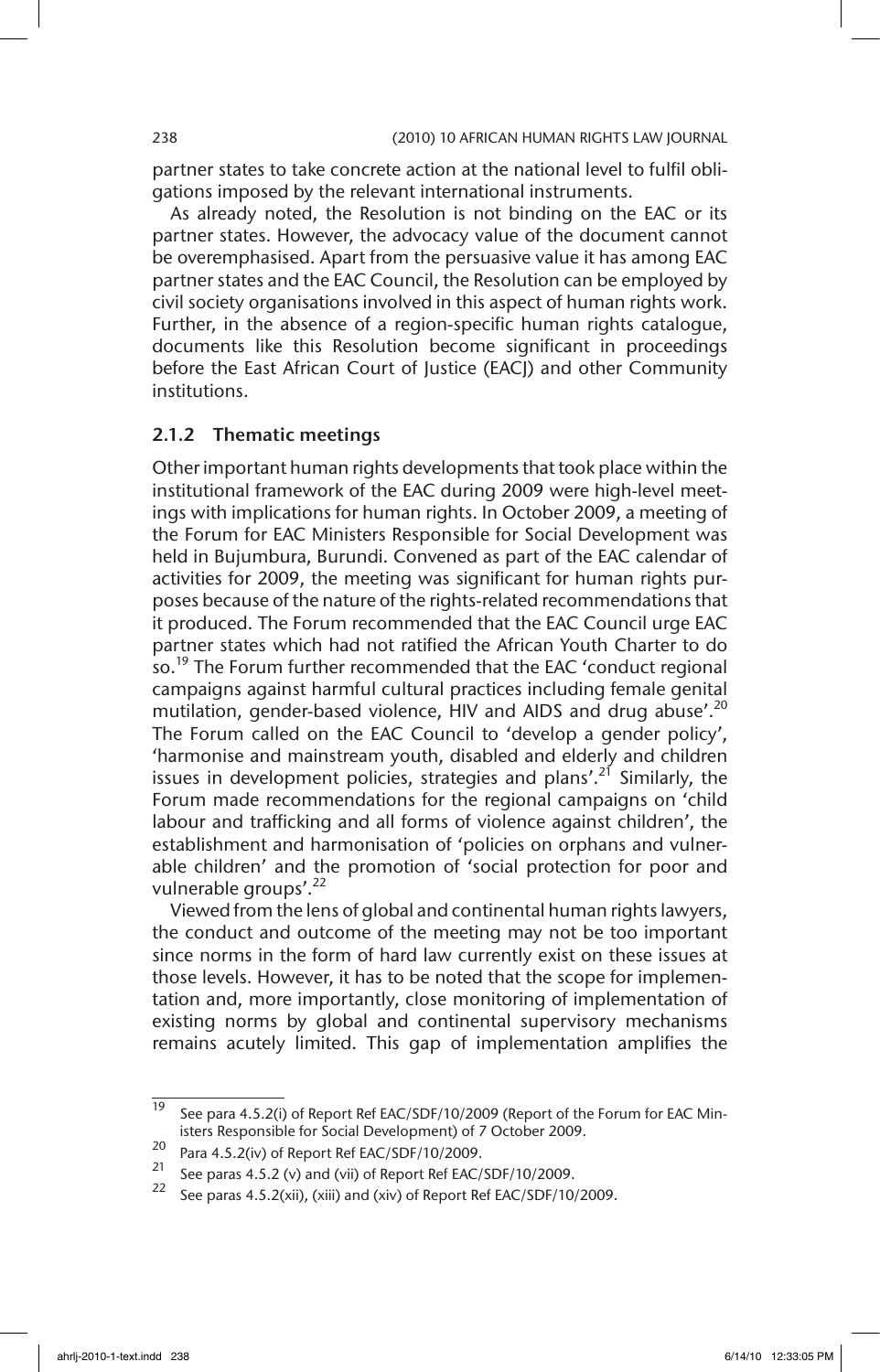partner states to take concrete action at the national level to fulfil obligations imposed by the relevant international instruments.

As already noted, the Resolution is not binding on the EAC or its partner states. However, the advocacy value of the document cannot be overemphasised. Apart from the persuasive value it has among EAC partner states and the EAC Council, the Resolution can be employed by civil society organisations involved in this aspect of human rights work. Further, in the absence of a region-specific human rights catalogue, documents like this Resolution become significant in proceedings before the East African Court of Justice (EACJ) and other Community institutions.

### 2.1.2 Thematic meetings

Other important human rights developments that took place within the institutional framework of the EAC during 2009 were high-level meetings with implications for human rights. In October 2009, a meeting of the Forum for EAC Ministers Responsible for Social Development was held in Bujumbura, Burundi. Convened as part of the EAC calendar of activities for 2009, the meeting was significant for human rights purposes because of the nature of the rights-related recommendations that it produced. The Forum recommended that the EAC Council urge EAC partner states which had not ratified the African Youth Charter to do so.[19] The Forum further recommended that the EAC 'conduct regional campaigns against harmful cultural practices including female genital mutilation, gender-based violence, HIV and AIDS and drug abuse'.[20] The Forum called on the EAC Council to 'develop a gender policy', 'harmonise and mainstream youth, disabled and elderly and children issues in development policies, strategies and plans'.[21] Similarly, the Forum made recommendations for the regional campaigns on 'child labour and trafficking and all forms of violence against children', the establishment and harmonisation of 'policies on orphans and vulnerable children' and the promotion of 'social protection for poor and vulnerable groups'.[22]

Viewed from the lens of global and continental human rights lawyers, the conduct and outcome of the meeting may not be too important since norms in the form of hard law currently exist on these issues at those levels. However, it has to be noted that the scope for implementation and, more importantly, close monitoring of implementation of existing norms by global and continental supervisory mechanisms remains acutely limited. This gap of implementation amplifies the

---

19 See para 4.5.2(i) of Report Ref EAC/SDF/10/2009 (Report of the Forum for EAC Ministers Responsible for Social Development) of 7 October 2009.

20 Para 4.5.2(iv) of Report Ref EAC/SDF/10/2009.

21 See paras 4.5.2 (v) and (vii) of Report Ref EAC/SDF/10/2009.

22 See paras 4.5.2(xii), (xiii) and (xiv) of Report Ref EAC/SDF/10/2009.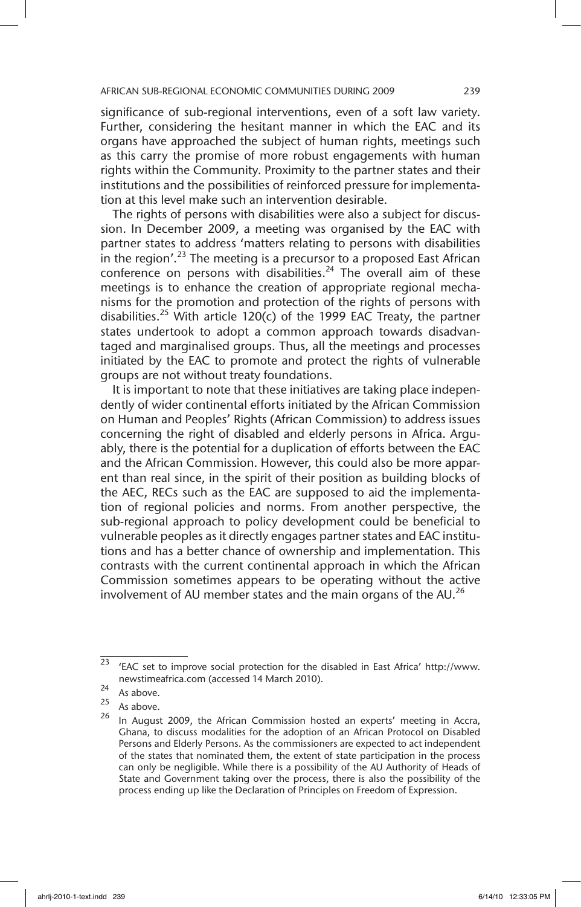significance of sub-regional interventions, even of a soft law variety. Further, considering the hesitant manner in which the EAC and its organs have approached the subject of human rights, meetings such as this carry the promise of more robust engagements with human rights within the Community. Proximity to the partner states and their institutions and the possibilities of reinforced pressure for implementation at this level make such an intervention desirable.

The rights of persons with disabilities were also a subject for discussion. In December 2009, a meeting was organised by the EAC with partner states to address 'matters relating to persons with disabilities in the region'.[23] The meeting is a precursor to a proposed East African conference on persons with disabilities.[24] The overall aim of these meetings is to enhance the creation of appropriate regional mechanisms for the promotion and protection of the rights of persons with disabilities.[25] With article 120(c) of the 1999 EAC Treaty, the partner states undertook to adopt a common approach towards disadvantaged and marginalised groups. Thus, all the meetings and processes initiated by the EAC to promote and protect the rights of vulnerable groups are not without treaty foundations.

It is important to note that these initiatives are taking place independently of wider continental efforts initiated by the African Commission on Human and Peoples' Rights (African Commission) to address issues concerning the right of disabled and elderly persons in Africa. Arguably, there is the potential for a duplication of efforts between the EAC and the African Commission. However, this could also be more apparent than real since, in the spirit of their position as building blocks of the AEC, RECs such as the EAC are supposed to aid the implementation of regional policies and norms. From another perspective, the sub-regional approach to policy development could be beneficial to vulnerable peoples as it directly engages partner states and EAC institutions and has a better chance of ownership and implementation. This contrasts with the current continental approach in which the African Commission sometimes appears to be operating without the active involvement of AU member states and the main organs of the AU.[26]

---

[23] 'EAC set to improve social protection for the disabled in East Africa' http://www.newstimeafrica.com (accessed 14 March 2010).

[24] As above.

[25] As above.

[26] In August 2009, the African Commission hosted an experts' meeting in Accra, Ghana, to discuss modalities for the adoption of an African Protocol on Disabled Persons and Elderly Persons. As the commissioners are expected to act independent of the states that nominated them, the extent of state participation in the process can only be negligible. While there is a possibility of the AU Authority of Heads of State and Government taking over the process, there is also the possibility of the process ending up like the Declaration of Principles on Freedom of Expression.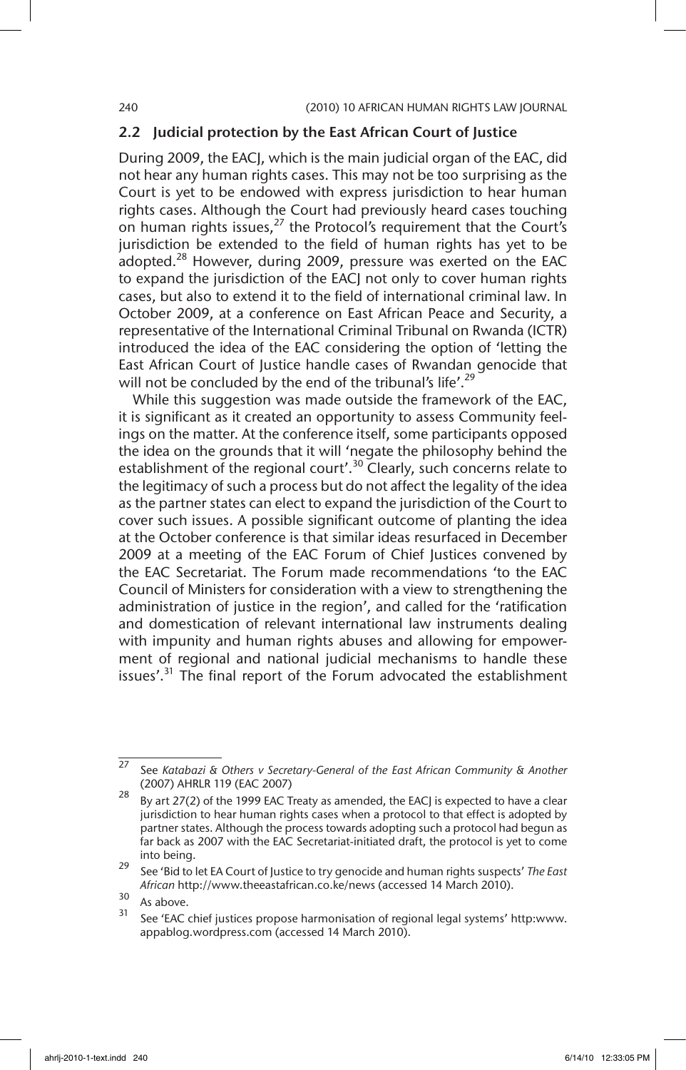## 2.2 Judicial protection by the East African Court of Justice

During 2009, the EACJ, which is the main judicial organ of the EAC, did not hear any human rights cases. This may not be too surprising as the Court is yet to be endowed with express jurisdiction to hear human rights cases. Although the Court had previously heard cases touching on human rights issues,[27] the Protocol's requirement that the Court's jurisdiction be extended to the field of human rights has yet to be adopted.[28] However, during 2009, pressure was exerted on the EAC to expand the jurisdiction of the EACJ not only to cover human rights cases, but also to extend it to the field of international criminal law. In October 2009, at a conference on East African Peace and Security, a representative of the International Criminal Tribunal on Rwanda (ICTR) introduced the idea of the EAC considering the option of 'letting the East African Court of Justice handle cases of Rwandan genocide that will not be concluded by the end of the tribunal's life'.[29]

While this suggestion was made outside the framework of the EAC, it is significant as it created an opportunity to assess Community feelings on the matter. At the conference itself, some participants opposed the idea on the grounds that it will 'negate the philosophy behind the establishment of the regional court'.[30] Clearly, such concerns relate to the legitimacy of such a process but do not affect the legality of the idea as the partner states can elect to expand the jurisdiction of the Court to cover such issues. A possible significant outcome of planting the idea at the October conference is that similar ideas resurfaced in December 2009 at a meeting of the EAC Forum of Chief Justices convened by the EAC Secretariat. The Forum made recommendations 'to the EAC Council of Ministers for consideration with a view to strengthening the administration of justice in the region', and called for the 'ratification and domestication of relevant international law instruments dealing with impunity and human rights abuses and allowing for empowerment of regional and national judicial mechanisms to handle these issues'.[31] The final report of the Forum advocated the establishment

---

[27] See *Katabazi & Others v Secretary-General of the East African Community & Another* (2007) AHRLR 119 (EAC 2007)

[28] By art 27(2) of the 1999 EAC Treaty as amended, the EACJ is expected to have a clear jurisdiction to hear human rights cases when a protocol to that effect is adopted by partner states. Although the process towards adopting such a protocol had begun as far back as 2007 with the EAC Secretariat-initiated draft, the protocol is yet to come into being.

[29] See 'Bid to let EA Court of Justice to try genocide and human rights suspects' *The East African* http://www.theeastafrican.co.ke/news (accessed 14 March 2010).

[30] As above.

[31] See 'EAC chief justices propose harmonisation of regional legal systems' http:www.appablog.wordpress.com (accessed 14 March 2010).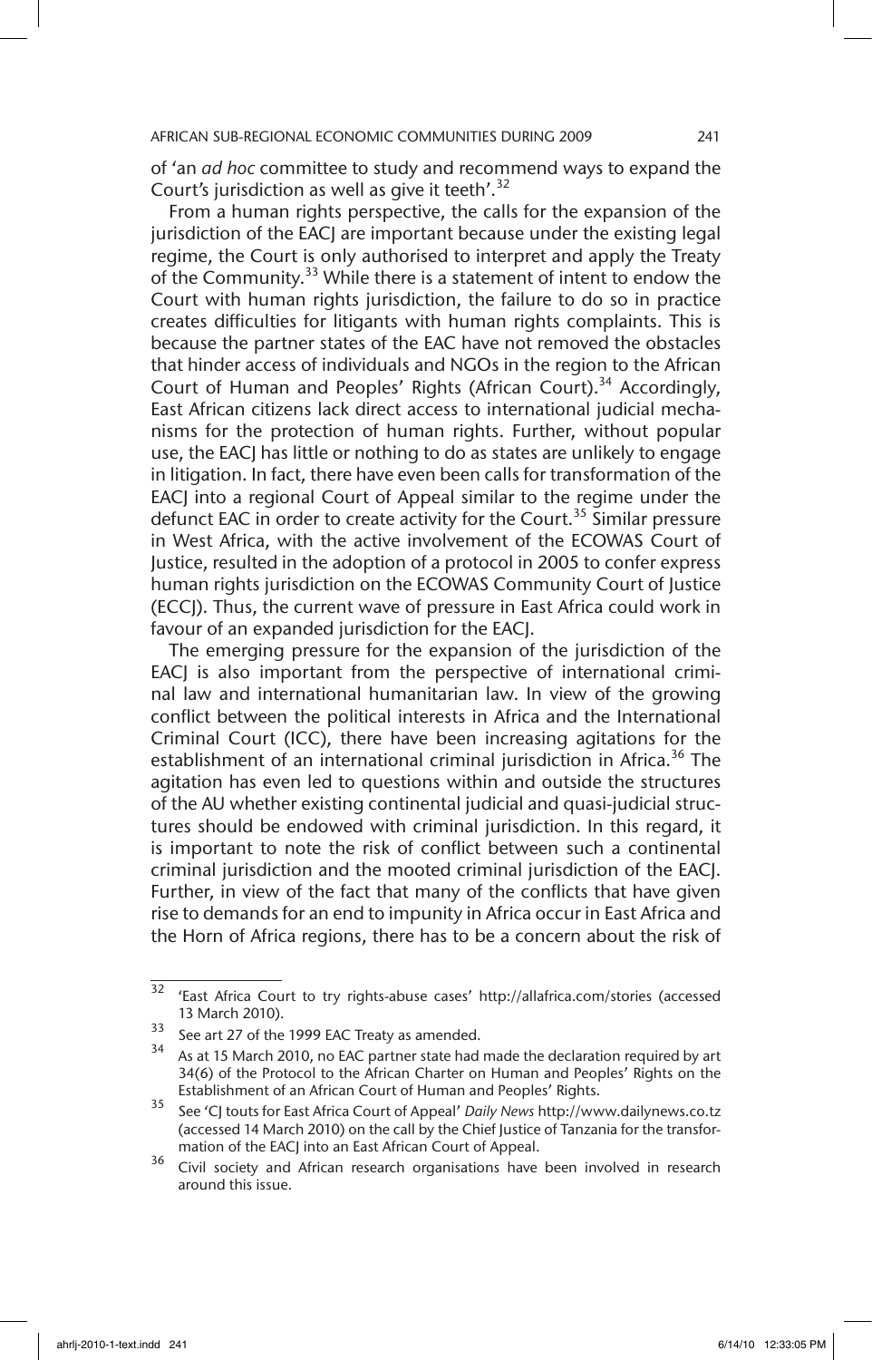of 'an *ad hoc* committee to study and recommend ways to expand the Court's jurisdiction as well as give it teeth'.[32]

From a human rights perspective, the calls for the expansion of the jurisdiction of the EACJ are important because under the existing legal regime, the Court is only authorised to interpret and apply the Treaty of the Community.[33] While there is a statement of intent to endow the Court with human rights jurisdiction, the failure to do so in practice creates difficulties for litigants with human rights complaints. This is because the partner states of the EAC have not removed the obstacles that hinder access of individuals and NGOs in the region to the African Court of Human and Peoples' Rights (African Court).[34] Accordingly, East African citizens lack direct access to international judicial mechanisms for the protection of human rights. Further, without popular use, the EACJ has little or nothing to do as states are unlikely to engage in litigation. In fact, there have even been calls for transformation of the EACJ into a regional Court of Appeal similar to the regime under the defunct EAC in order to create activity for the Court.[35] Similar pressure in West Africa, with the active involvement of the ECOWAS Court of Justice, resulted in the adoption of a protocol in 2005 to confer express human rights jurisdiction on the ECOWAS Community Court of Justice (ECCJ). Thus, the current wave of pressure in East Africa could work in favour of an expanded jurisdiction for the EACJ.

The emerging pressure for the expansion of the jurisdiction of the EACJ is also important from the perspective of international criminal law and international humanitarian law. In view of the growing conflict between the political interests in Africa and the International Criminal Court (ICC), there have been increasing agitations for the establishment of an international criminal jurisdiction in Africa.[36] The agitation has even led to questions within and outside the structures of the AU whether existing continental judicial and quasi-judicial structures should be endowed with criminal jurisdiction. In this regard, it is important to note the risk of conflict between such a continental criminal jurisdiction and the mooted criminal jurisdiction of the EACJ. Further, in view of the fact that many of the conflicts that have given rise to demands for an end to impunity in Africa occur in East Africa and the Horn of Africa regions, there has to be a concern about the risk of

---

[32] 'East Africa Court to try rights-abuse cases' http://allafrica.com/stories (accessed 13 March 2010).

[33] See art 27 of the 1999 EAC Treaty as amended.

[34] As at 15 March 2010, no EAC partner state had made the declaration required by art 34(6) of the Protocol to the African Charter on Human and Peoples' Rights on the Establishment of an African Court of Human and Peoples' Rights.

[35] See 'CJ touts for East Africa Court of Appeal' *Daily News* http://www.dailynews.co.tz (accessed 14 March 2010) on the call by the Chief Justice of Tanzania for the transformation of the EACJ into an East African Court of Appeal.

[36] Civil society and African research organisations have been involved in research around this issue.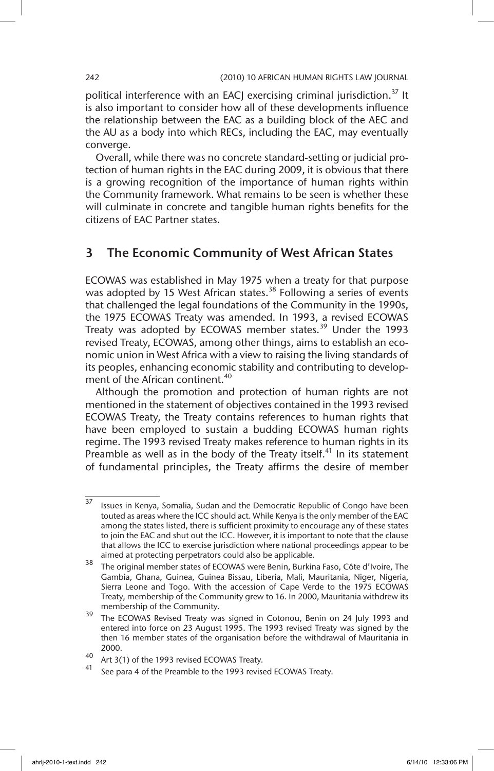political interference with an EACJ exercising criminal jurisdiction.[37] It is also important to consider how all of these developments influence the relationship between the EAC as a building block of the AEC and the AU as a body into which RECs, including the EAC, may eventually converge.

Overall, while there was no concrete standard-setting or judicial protection of human rights in the EAC during 2009, it is obvious that there is a growing recognition of the importance of human rights within the Community framework. What remains to be seen is whether these will culminate in concrete and tangible human rights benefits for the citizens of EAC Partner states.

## 3 The Economic Community of West African States

ECOWAS was established in May 1975 when a treaty for that purpose was adopted by 15 West African states.[38] Following a series of events that challenged the legal foundations of the Community in the 1990s, the 1975 ECOWAS Treaty was amended. In 1993, a revised ECOWAS Treaty was adopted by ECOWAS member states.[39] Under the 1993 revised Treaty, ECOWAS, among other things, aims to establish an economic union in West Africa with a view to raising the living standards of its peoples, enhancing economic stability and contributing to development of the African continent.[40]

Although the promotion and protection of human rights are not mentioned in the statement of objectives contained in the 1993 revised ECOWAS Treaty, the Treaty contains references to human rights that have been employed to sustain a budding ECOWAS human rights regime. The 1993 revised Treaty makes reference to human rights in its Preamble as well as in the body of the Treaty itself.[41] In its statement of fundamental principles, the Treaty affirms the desire of member

---

[37] Issues in Kenya, Somalia, Sudan and the Democratic Republic of Congo have been touted as areas where the ICC should act. While Kenya is the only member of the EAC among the states listed, there is sufficient proximity to encourage any of these states to join the EAC and shut out the ICC. However, it is important to note that the clause that allows the ICC to exercise jurisdiction where national proceedings appear to be aimed at protecting perpetrators could also be applicable.

[38] The original member states of ECOWAS were Benin, Burkina Faso, Côte d'Ivoire, The Gambia, Ghana, Guinea, Guinea Bissau, Liberia, Mali, Mauritania, Niger, Nigeria, Sierra Leone and Togo. With the accession of Cape Verde to the 1975 ECOWAS Treaty, membership of the Community grew to 16. In 2000, Mauritania withdrew its membership of the Community.

[39] The ECOWAS Revised Treaty was signed in Cotonou, Benin on 24 July 1993 and entered into force on 23 August 1995. The 1993 revised Treaty was signed by the then 16 member states of the organisation before the withdrawal of Mauritania in 2000.

[40] Art 3(1) of the 1993 revised ECOWAS Treaty.

[41] See para 4 of the Preamble to the 1993 revised ECOWAS Treaty.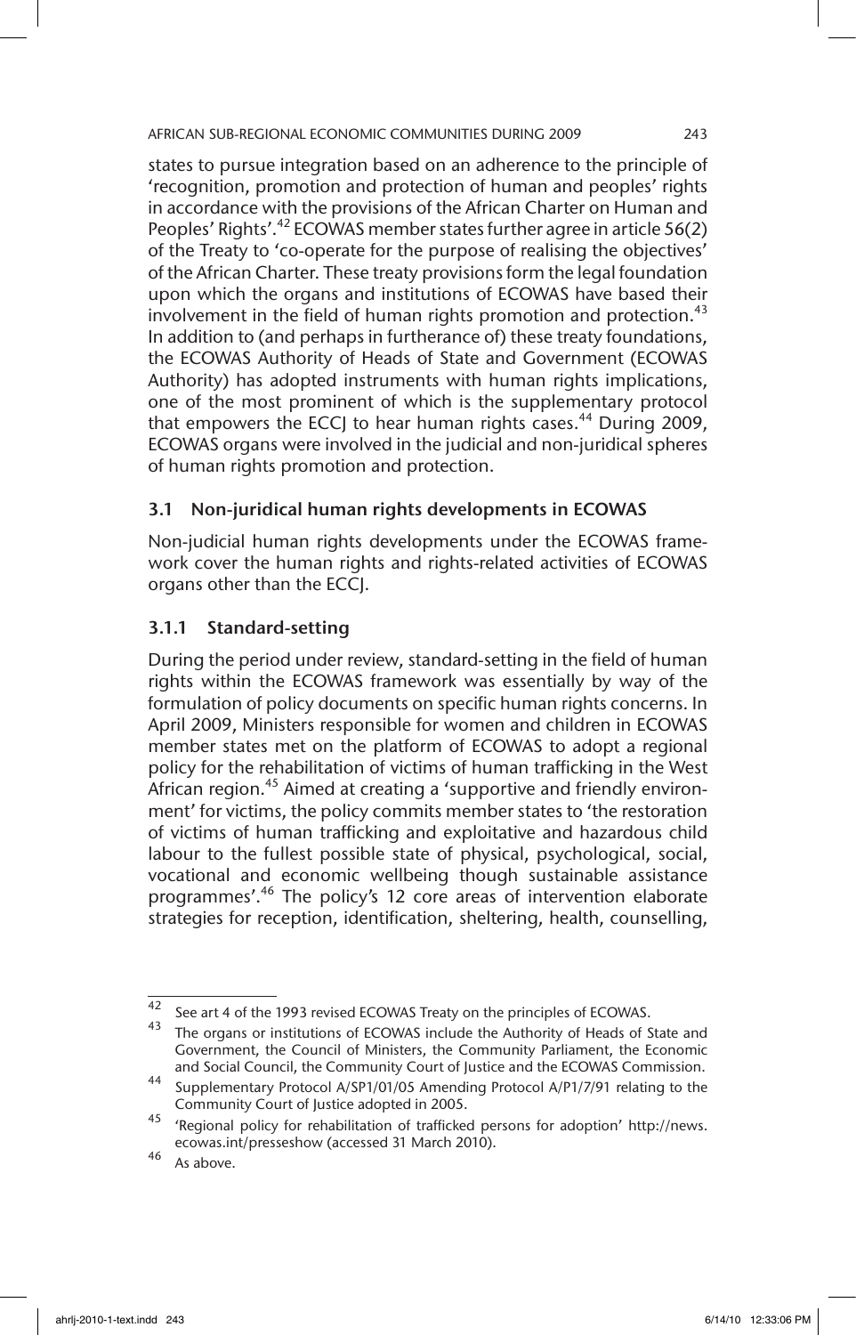states to pursue integration based on an adherence to the principle of 'recognition, promotion and protection of human and peoples' rights in accordance with the provisions of the African Charter on Human and Peoples' Rights'.[42] ECOWAS member states further agree in article 56(2) of the Treaty to 'co-operate for the purpose of realising the objectives' of the African Charter. These treaty provisions form the legal foundation upon which the organs and institutions of ECOWAS have based their involvement in the field of human rights promotion and protection.[43] In addition to (and perhaps in furtherance of) these treaty foundations, the ECOWAS Authority of Heads of State and Government (ECOWAS Authority) has adopted instruments with human rights implications, one of the most prominent of which is the supplementary protocol that empowers the ECCJ to hear human rights cases.[44] During 2009, ECOWAS organs were involved in the judicial and non-juridical spheres of human rights promotion and protection.

### 3.1 Non-juridical human rights developments in ECOWAS

Non-judicial human rights developments under the ECOWAS framework cover the human rights and rights-related activities of ECOWAS organs other than the ECCJ.

#### 3.1.1 Standard-setting

During the period under review, standard-setting in the field of human rights within the ECOWAS framework was essentially by way of the formulation of policy documents on specific human rights concerns. In April 2009, Ministers responsible for women and children in ECOWAS member states met on the platform of ECOWAS to adopt a regional policy for the rehabilitation of victims of human trafficking in the West African region.[45] Aimed at creating a 'supportive and friendly environment' for victims, the policy commits member states to 'the restoration of victims of human trafficking and exploitative and hazardous child labour to the fullest possible state of physical, psychological, social, vocational and economic wellbeing though sustainable assistance programmes'.[46] The policy's 12 core areas of intervention elaborate strategies for reception, identification, sheltering, health, counselling,

---

[42] See art 4 of the 1993 revised ECOWAS Treaty on the principles of ECOWAS.

[43] The organs or institutions of ECOWAS include the Authority of Heads of State and Government, the Council of Ministers, the Community Parliament, the Economic and Social Council, the Community Court of Justice and the ECOWAS Commission.

[44] Supplementary Protocol A/SP1/01/05 Amending Protocol A/P1/7/91 relating to the Community Court of Justice adopted in 2005.

[45] 'Regional policy for rehabilitation of trafficked persons for adoption' http://news.ecowas.int/presseshow (accessed 31 March 2010).

[46] As above.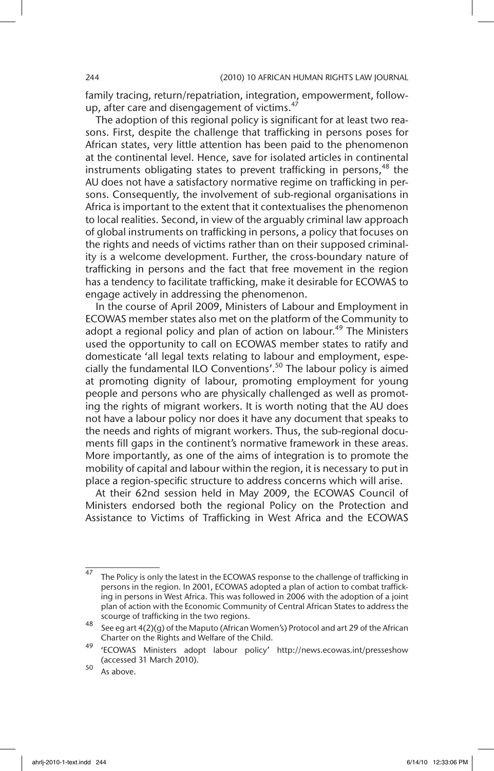family tracing, return/repatriation, integration, empowerment, follow-up, after care and disengagement of victims.[47]

The adoption of this regional policy is significant for at least two reasons. First, despite the challenge that trafficking in persons poses for African states, very little attention has been paid to the phenomenon at the continental level. Hence, save for isolated articles in continental instruments obligating states to prevent trafficking in persons,[48] the AU does not have a satisfactory normative regime on trafficking in persons. Consequently, the involvement of sub-regional organisations in Africa is important to the extent that it contextualises the phenomenon to local realities. Second, in view of the arguably criminal law approach of global instruments on trafficking in persons, a policy that focuses on the rights and needs of victims rather than on their supposed criminality is a welcome development. Further, the cross-boundary nature of trafficking in persons and the fact that free movement in the region has a tendency to facilitate trafficking, make it desirable for ECOWAS to engage actively in addressing the phenomenon.

In the course of April 2009, Ministers of Labour and Employment in ECOWAS member states also met on the platform of the Community to adopt a regional policy and plan of action on labour.[49] The Ministers used the opportunity to call on ECOWAS member states to ratify and domesticate 'all legal texts relating to labour and employment, especially the fundamental ILO Conventions'.[50] The labour policy is aimed at promoting dignity of labour, promoting employment for young people and persons who are physically challenged as well as promoting the rights of migrant workers. It is worth noting that the AU does not have a labour policy nor does it have any document that speaks to the needs and rights of migrant workers. Thus, the sub-regional documents fill gaps in the continent's normative framework in these areas. More importantly, as one of the aims of integration is to promote the mobility of capital and labour within the region, it is necessary to put in place a region-specific structure to address concerns which will arise.

At their 62nd session held in May 2009, the ECOWAS Council of Ministers endorsed both the regional Policy on the Protection and Assistance to Victims of Trafficking in West Africa and the ECOWAS

---

[47] The Policy is only the latest in the ECOWAS response to the challenge of trafficking in persons in the region. In 2001, ECOWAS adopted a plan of action to combat trafficking in persons in West Africa. This was followed in 2006 with the adoption of a joint plan of action with the Economic Community of Central African States to address the scourge of trafficking in the two regions.

[48] See eg art 4(2)(g) of the Maputo (African Women's) Protocol and art 29 of the African Charter on the Rights and Welfare of the Child.

[49] 'ECOWAS Ministers adopt labour policy' http://news.ecowas.int/presseshow (accessed 31 March 2010).

[50] As above.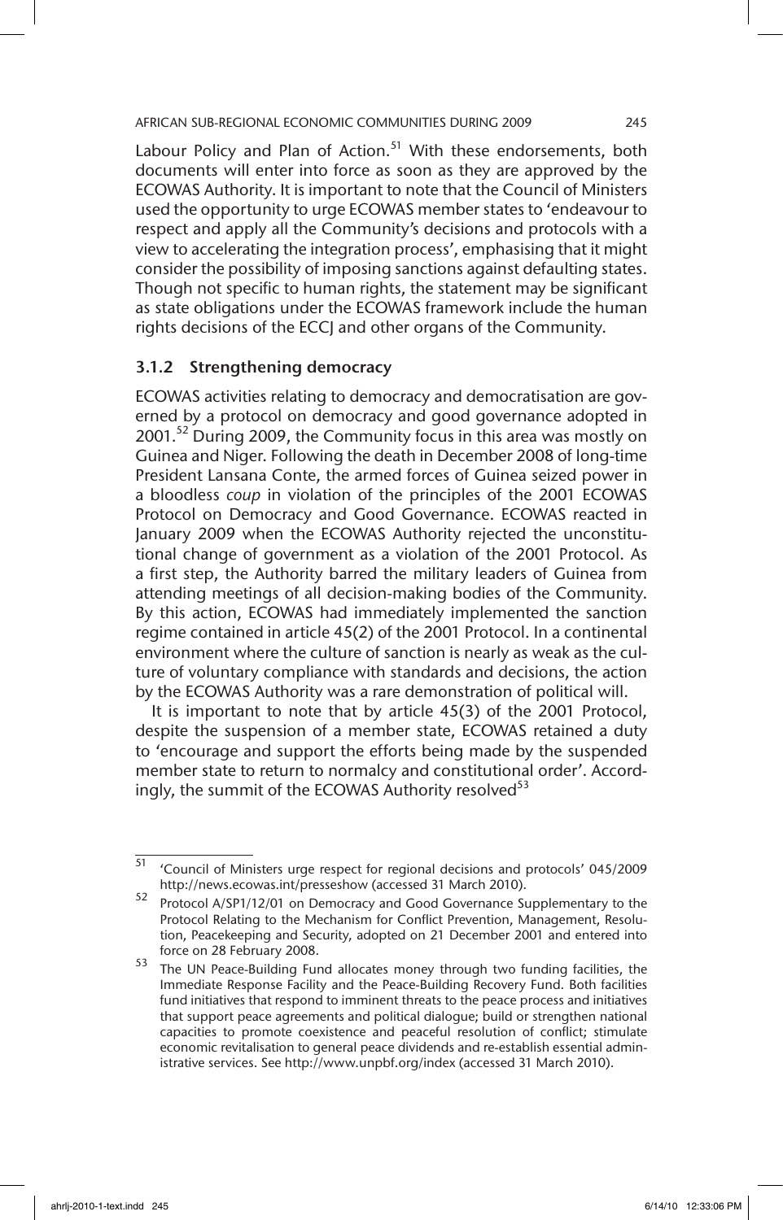Labour Policy and Plan of Action.[51] With these endorsements, both documents will enter into force as soon as they are approved by the ECOWAS Authority. It is important to note that the Council of Ministers used the opportunity to urge ECOWAS member states to 'endeavour to respect and apply all the Community's decisions and protocols with a view to accelerating the integration process', emphasising that it might consider the possibility of imposing sanctions against defaulting states. Though not specific to human rights, the statement may be significant as state obligations under the ECOWAS framework include the human rights decisions of the ECCJ and other organs of the Community.

### 3.1.2 Strengthening democracy

ECOWAS activities relating to democracy and democratisation are governed by a protocol on democracy and good governance adopted in 2001.[52] During 2009, the Community focus in this area was mostly on Guinea and Niger. Following the death in December 2008 of long-time President Lansana Conte, the armed forces of Guinea seized power in a bloodless *coup* in violation of the principles of the 2001 ECOWAS Protocol on Democracy and Good Governance. ECOWAS reacted in January 2009 when the ECOWAS Authority rejected the unconstitutional change of government as a violation of the 2001 Protocol. As a first step, the Authority barred the military leaders of Guinea from attending meetings of all decision-making bodies of the Community. By this action, ECOWAS had immediately implemented the sanction regime contained in article 45(2) of the 2001 Protocol. In a continental environment where the culture of sanction is nearly as weak as the culture of voluntary compliance with standards and decisions, the action by the ECOWAS Authority was a rare demonstration of political will.

It is important to note that by article 45(3) of the 2001 Protocol, despite the suspension of a member state, ECOWAS retained a duty to 'encourage and support the efforts being made by the suspended member state to return to normalcy and constitutional order'. Accordingly, the summit of the ECOWAS Authority resolved[53]

---

[51] 'Council of Ministers urge respect for regional decisions and protocols' 045/2009 http://news.ecowas.int/presseshow (accessed 31 March 2010).

[52] Protocol A/SP1/12/01 on Democracy and Good Governance Supplementary to the Protocol Relating to the Mechanism for Conflict Prevention, Management, Resolution, Peacekeeping and Security, adopted on 21 December 2001 and entered into force on 28 February 2008.

[53] The UN Peace-Building Fund allocates money through two funding facilities, the Immediate Response Facility and the Peace-Building Recovery Fund. Both facilities fund initiatives that respond to imminent threats to the peace process and initiatives that support peace agreements and political dialogue; build or strengthen national capacities to promote coexistence and peaceful resolution of conflict; stimulate economic revitalisation to general peace dividends and re-establish essential administrative services. See http://www.unpbf.org/index (accessed 31 March 2010).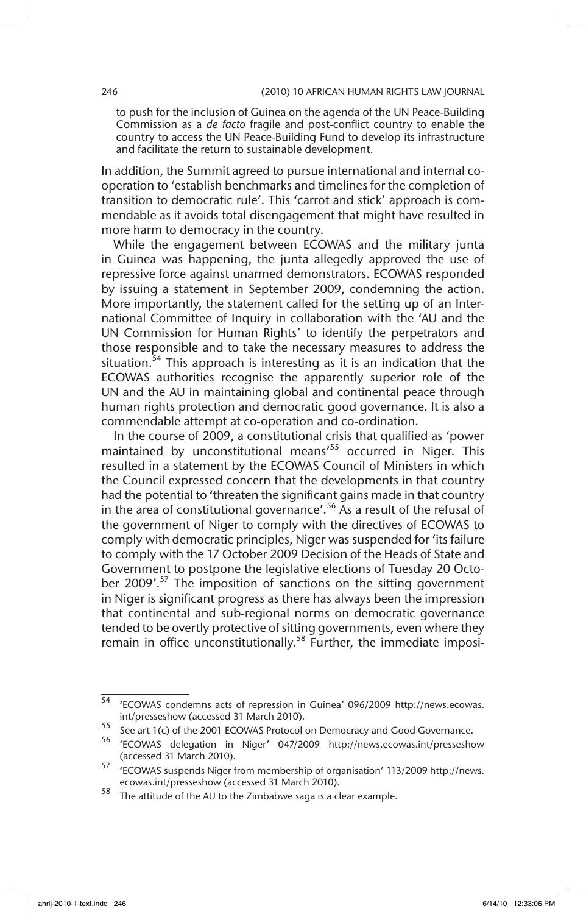> to push for the inclusion of Guinea on the agenda of the UN Peace-Building Commission as a *de facto* fragile and post-conflict country to enable the country to access the UN Peace-Building Fund to develop its infrastructure and facilitate the return to sustainable development.

In addition, the Summit agreed to pursue international and internal co-operation to 'establish benchmarks and timelines for the completion of transition to democratic rule'. This 'carrot and stick' approach is commendable as it avoids total disengagement that might have resulted in more harm to democracy in the country.

While the engagement between ECOWAS and the military junta in Guinea was happening, the junta allegedly approved the use of repressive force against unarmed demonstrators. ECOWAS responded by issuing a statement in September 2009, condemning the action. More importantly, the statement called for the setting up of an International Committee of Inquiry in collaboration with the 'AU and the UN Commission for Human Rights' to identify the perpetrators and those responsible and to take the necessary measures to address the situation.[54] This approach is interesting as it is an indication that the ECOWAS authorities recognise the apparently superior role of the UN and the AU in maintaining global and continental peace through human rights protection and democratic good governance. It is also a commendable attempt at co-operation and co-ordination.

In the course of 2009, a constitutional crisis that qualified as 'power maintained by unconstitutional means'[55] occurred in Niger. This resulted in a statement by the ECOWAS Council of Ministers in which the Council expressed concern that the developments in that country had the potential to 'threaten the significant gains made in that country in the area of constitutional governance'.[56] As a result of the refusal of the government of Niger to comply with the directives of ECOWAS to comply with democratic principles, Niger was suspended for 'its failure to comply with the 17 October 2009 Decision of the Heads of State and Government to postpone the legislative elections of Tuesday 20 October 2009'.[57] The imposition of sanctions on the sitting government in Niger is significant progress as there has always been the impression that continental and sub-regional norms on democratic governance tended to be overtly protective of sitting governments, even where they remain in office unconstitutionally.[58] Further, the immediate imposi-

---

[54] 'ECOWAS condemns acts of repression in Guinea' 096/2009 http://news.ecowas.int/presseshow (accessed 31 March 2010).

[55] See art 1(c) of the 2001 ECOWAS Protocol on Democracy and Good Governance.

[56] 'ECOWAS delegation in Niger' 047/2009 http://news.ecowas.int/presseshow (accessed 31 March 2010).

[57] 'ECOWAS suspends Niger from membership of organisation' 113/2009 http://news.ecowas.int/presseshow (accessed 31 March 2010).

[58] The attitude of the AU to the Zimbabwe saga is a clear example.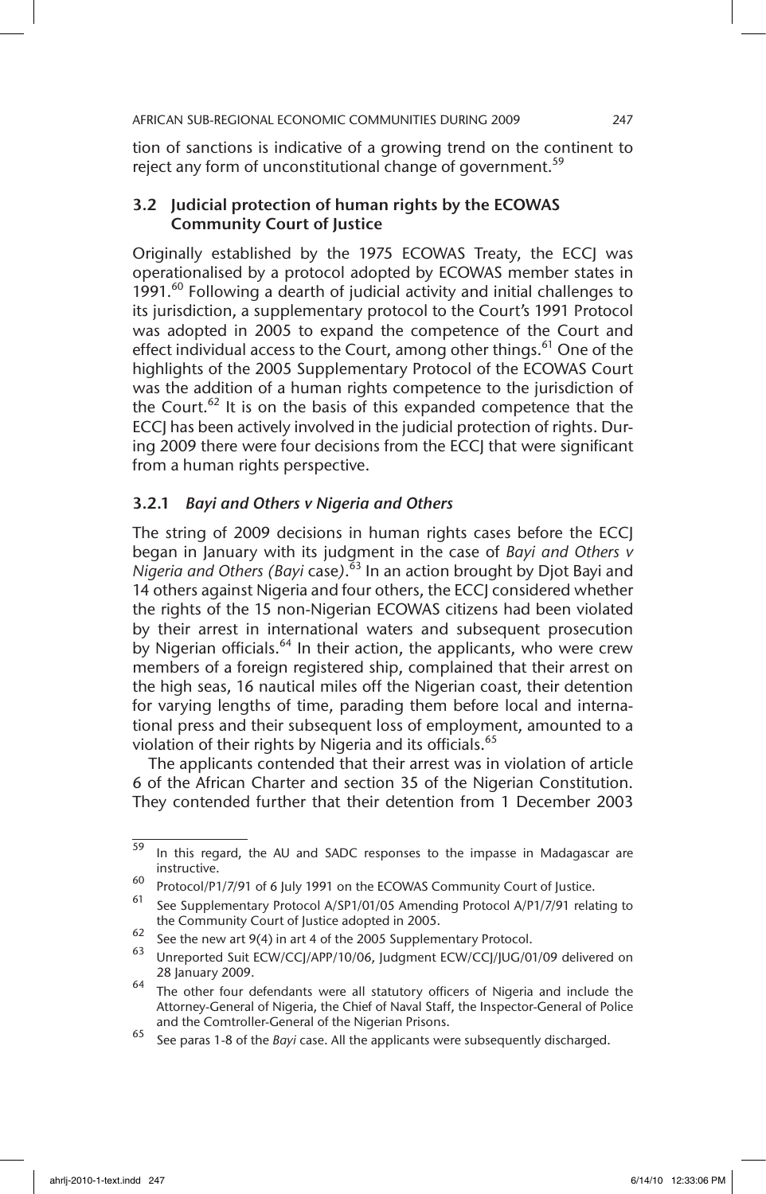tion of sanctions is indicative of a growing trend on the continent to reject any form of unconstitutional change of government.[59]

### 3.2 Judicial protection of human rights by the ECOWAS Community Court of Justice

Originally established by the 1975 ECOWAS Treaty, the ECCJ was operationalised by a protocol adopted by ECOWAS member states in 1991.[60] Following a dearth of judicial activity and initial challenges to its jurisdiction, a supplementary protocol to the Court's 1991 Protocol was adopted in 2005 to expand the competence of the Court and effect individual access to the Court, among other things.[61] One of the highlights of the 2005 Supplementary Protocol of the ECOWAS Court was the addition of a human rights competence to the jurisdiction of the Court.[62] It is on the basis of this expanded competence that the ECCJ has been actively involved in the judicial protection of rights. During 2009 there were four decisions from the ECCJ that were significant from a human rights perspective.

#### 3.2.1 *Bayi and Others v Nigeria and Others*

The string of 2009 decisions in human rights cases before the ECCJ began in January with its judgment in the case of *Bayi and Others v Nigeria and Others (Bayi* case*)*.[63] In an action brought by Djot Bayi and 14 others against Nigeria and four others, the ECCJ considered whether the rights of the 15 non-Nigerian ECOWAS citizens had been violated by their arrest in international waters and subsequent prosecution by Nigerian officials.[64] In their action, the applicants, who were crew members of a foreign registered ship, complained that their arrest on the high seas, 16 nautical miles off the Nigerian coast, their detention for varying lengths of time, parading them before local and international press and their subsequent loss of employment, amounted to a violation of their rights by Nigeria and its officials.[65]

The applicants contended that their arrest was in violation of article 6 of the African Charter and section 35 of the Nigerian Constitution. They contended further that their detention from 1 December 2003

---

[59] In this regard, the AU and SADC responses to the impasse in Madagascar are instructive.

[60] Protocol/P1/7/91 of 6 July 1991 on the ECOWAS Community Court of Justice.

[61] See Supplementary Protocol A/SP1/01/05 Amending Protocol A/P1/7/91 relating to the Community Court of Justice adopted in 2005.

[62] See the new art 9(4) in art 4 of the 2005 Supplementary Protocol.

[63] Unreported Suit ECW/CCJ/APP/10/06, Judgment ECW/CCJ/JUG/01/09 delivered on 28 January 2009.

[64] The other four defendants were all statutory officers of Nigeria and include the Attorney-General of Nigeria, the Chief of Naval Staff, the Inspector-General of Police and the Comtroller-General of the Nigerian Prisons.

[65] See paras 1-8 of the *Bayi* case. All the applicants were subsequently discharged.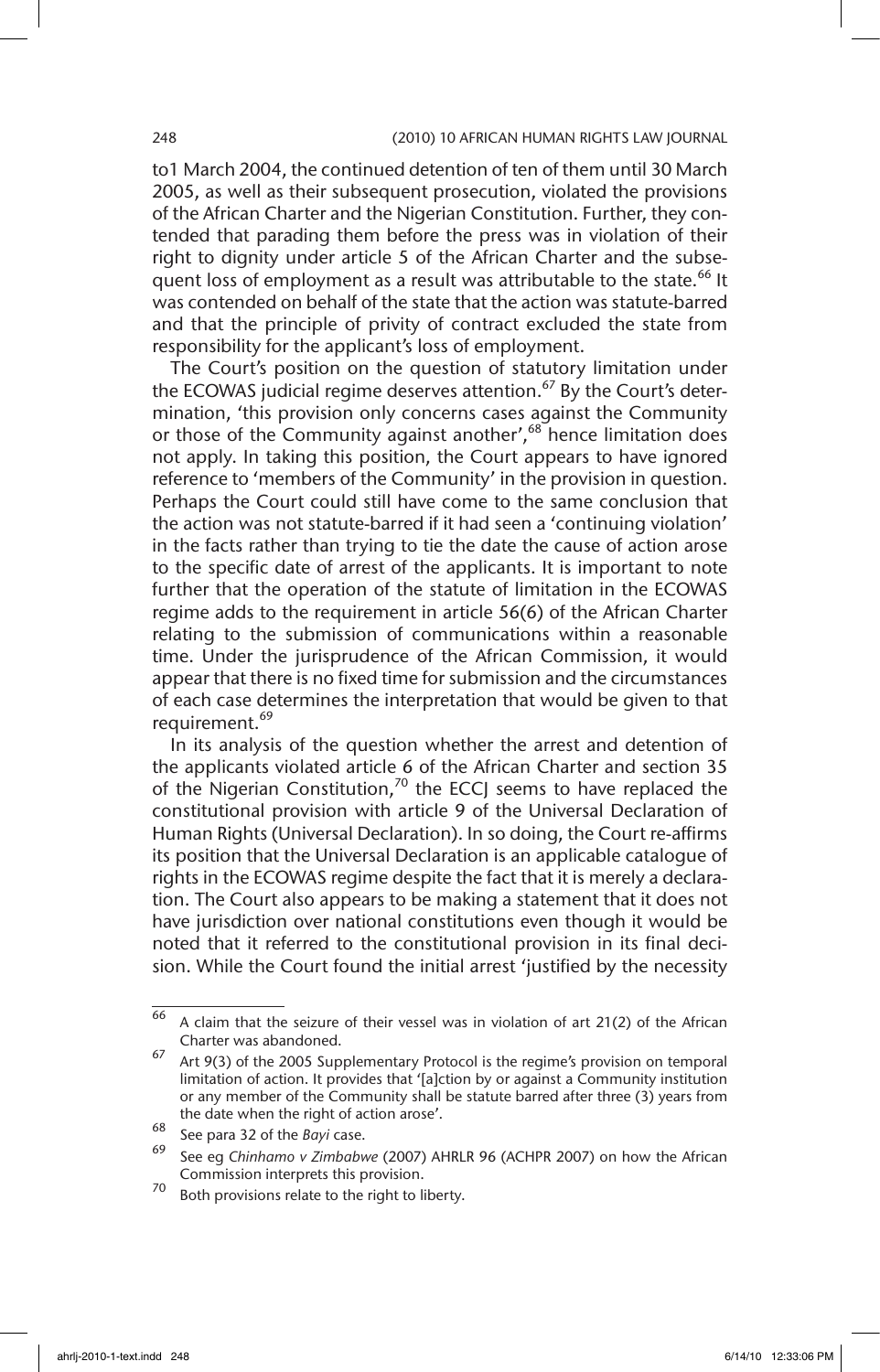to1 March 2004, the continued detention of ten of them until 30 March 2005, as well as their subsequent prosecution, violated the provisions of the African Charter and the Nigerian Constitution. Further, they contended that parading them before the press was in violation of their right to dignity under article 5 of the African Charter and the subsequent loss of employment as a result was attributable to the state.[66] It was contended on behalf of the state that the action was statute-barred and that the principle of privity of contract excluded the state from responsibility for the applicant's loss of employment.

The Court's position on the question of statutory limitation under the ECOWAS judicial regime deserves attention.[67] By the Court's determination, 'this provision only concerns cases against the Community or those of the Community against another',[68] hence limitation does not apply. In taking this position, the Court appears to have ignored reference to 'members of the Community' in the provision in question. Perhaps the Court could still have come to the same conclusion that the action was not statute-barred if it had seen a 'continuing violation' in the facts rather than trying to tie the date the cause of action arose to the specific date of arrest of the applicants. It is important to note further that the operation of the statute of limitation in the ECOWAS regime adds to the requirement in article 56(6) of the African Charter relating to the submission of communications within a reasonable time. Under the jurisprudence of the African Commission, it would appear that there is no fixed time for submission and the circumstances of each case determines the interpretation that would be given to that requirement.[69]

In its analysis of the question whether the arrest and detention of the applicants violated article 6 of the African Charter and section 35 of the Nigerian Constitution,[70] the ECCJ seems to have replaced the constitutional provision with article 9 of the Universal Declaration of Human Rights (Universal Declaration). In so doing, the Court re-affirms its position that the Universal Declaration is an applicable catalogue of rights in the ECOWAS regime despite the fact that it is merely a declaration. The Court also appears to be making a statement that it does not have jurisdiction over national constitutions even though it would be noted that it referred to the constitutional provision in its final decision. While the Court found the initial arrest 'justified by the necessity

---

[66] A claim that the seizure of their vessel was in violation of art 21(2) of the African Charter was abandoned.

[67] Art 9(3) of the 2005 Supplementary Protocol is the regime's provision on temporal limitation of action. It provides that '[a]ction by or against a Community institution or any member of the Community shall be statute barred after three (3) years from the date when the right of action arose'.

[68] See para 32 of the *Bayi* case.

[69] See eg *Chinhamo v Zimbabwe* (2007) AHRLR 96 (ACHPR 2007) on how the African Commission interprets this provision.

[70] Both provisions relate to the right to liberty.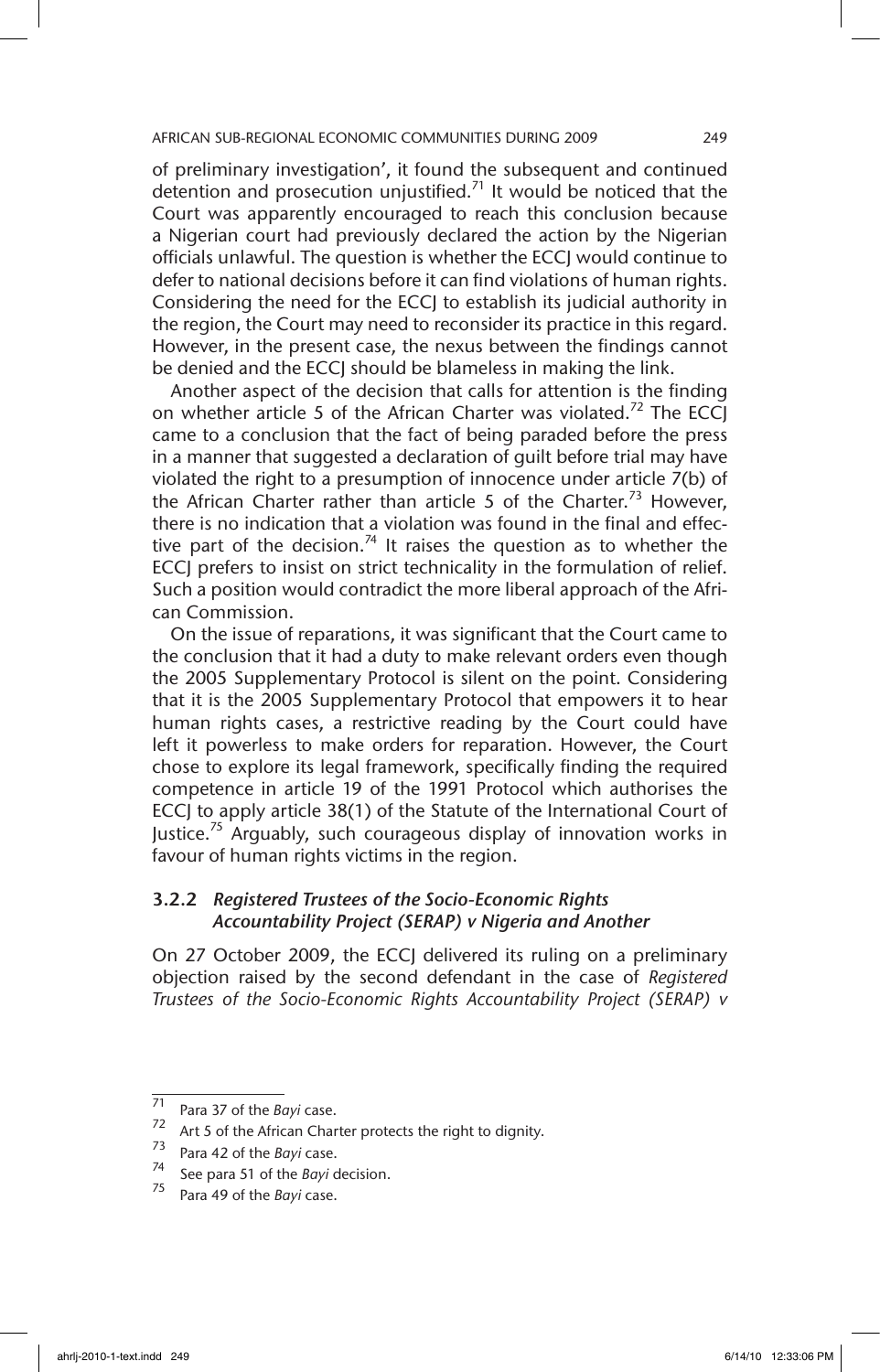of preliminary investigation', it found the subsequent and continued detention and prosecution unjustified.[71] It would be noticed that the Court was apparently encouraged to reach this conclusion because a Nigerian court had previously declared the action by the Nigerian officials unlawful. The question is whether the ECCJ would continue to defer to national decisions before it can find violations of human rights. Considering the need for the ECCJ to establish its judicial authority in the region, the Court may need to reconsider its practice in this regard. However, in the present case, the nexus between the findings cannot be denied and the ECCJ should be blameless in making the link.

Another aspect of the decision that calls for attention is the finding on whether article 5 of the African Charter was violated.[72] The ECCJ came to a conclusion that the fact of being paraded before the press in a manner that suggested a declaration of guilt before trial may have violated the right to a presumption of innocence under article 7(b) of the African Charter rather than article 5 of the Charter.[73] However, there is no indication that a violation was found in the final and effective part of the decision.[74] It raises the question as to whether the ECCJ prefers to insist on strict technicality in the formulation of relief. Such a position would contradict the more liberal approach of the African Commission.

On the issue of reparations, it was significant that the Court came to the conclusion that it had a duty to make relevant orders even though the 2005 Supplementary Protocol is silent on the point. Considering that it is the 2005 Supplementary Protocol that empowers it to hear human rights cases, a restrictive reading by the Court could have left it powerless to make orders for reparation. However, the Court chose to explore its legal framework, specifically finding the required competence in article 19 of the 1991 Protocol which authorises the ECCJ to apply article 38(1) of the Statute of the International Court of Justice.[75] Arguably, such courageous display of innovation works in favour of human rights victims in the region.

### 3.2.2 *Registered Trustees of the Socio-Economic Rights Accountability Project (SERAP) v Nigeria and Another*

On 27 October 2009, the ECCJ delivered its ruling on a preliminary objection raised by the second defendant in the case of *Registered Trustees of the Socio-Economic Rights Accountability Project (SERAP) v*

---

[71] Para 37 of the *Bayi* case.

[72] Art 5 of the African Charter protects the right to dignity.

[73] Para 42 of the *Bayi* case.

[74] See para 51 of the *Bayi* decision.

[75] Para 49 of the *Bayi* case.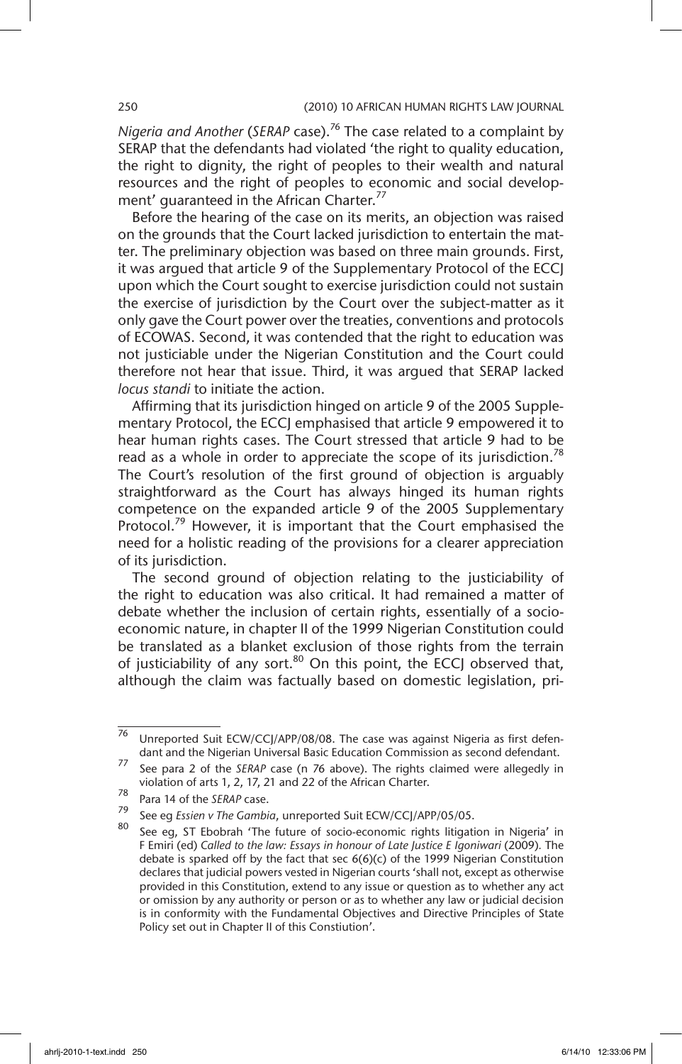*Nigeria and Another* (*SERAP* case).[76] The case related to a complaint by SERAP that the defendants had violated 'the right to quality education, the right to dignity, the right of peoples to their wealth and natural resources and the right of peoples to economic and social development' guaranteed in the African Charter.[77]

Before the hearing of the case on its merits, an objection was raised on the grounds that the Court lacked jurisdiction to entertain the matter. The preliminary objection was based on three main grounds. First, it was argued that article 9 of the Supplementary Protocol of the ECCJ upon which the Court sought to exercise jurisdiction could not sustain the exercise of jurisdiction by the Court over the subject-matter as it only gave the Court power over the treaties, conventions and protocols of ECOWAS. Second, it was contended that the right to education was not justiciable under the Nigerian Constitution and the Court could therefore not hear that issue. Third, it was argued that SERAP lacked *locus standi* to initiate the action.

Affirming that its jurisdiction hinged on article 9 of the 2005 Supplementary Protocol, the ECCJ emphasised that article 9 empowered it to hear human rights cases. The Court stressed that article 9 had to be read as a whole in order to appreciate the scope of its jurisdiction.[78] The Court's resolution of the first ground of objection is arguably straightforward as the Court has always hinged its human rights competence on the expanded article 9 of the 2005 Supplementary Protocol.[79] However, it is important that the Court emphasised the need for a holistic reading of the provisions for a clearer appreciation of its jurisdiction.

The second ground of objection relating to the justiciability of the right to education was also critical. It had remained a matter of debate whether the inclusion of certain rights, essentially of a socio-economic nature, in chapter II of the 1999 Nigerian Constitution could be translated as a blanket exclusion of those rights from the terrain of justiciability of any sort.[80] On this point, the ECCJ observed that, although the claim was factually based on domestic legislation, pri-

---

76 Unreported Suit ECW/CCJ/APP/08/08. The case was against Nigeria as first defendant and the Nigerian Universal Basic Education Commission as second defendant.

77 See para 2 of the *SERAP* case (n 76 above). The rights claimed were allegedly in violation of arts 1, 2, 17, 21 and 22 of the African Charter.

78 Para 14 of the *SERAP* case.

79 See eg *Essien v The Gambia*, unreported Suit ECW/CCJ/APP/05/05.

80 See eg, ST Ebobrah 'The future of socio-economic rights litigation in Nigeria' in F Emiri (ed) *Called to the law: Essays in honour of Late Justice E Igoniwari* (2009). The debate is sparked off by the fact that sec 6(6)(c) of the 1999 Nigerian Constitution declares that judicial powers vested in Nigerian courts 'shall not, except as otherwise provided in this Constitution, extend to any issue or question as to whether any act or omission by any authority or person or as to whether any law or judicial decision is in conformity with the Fundamental Objectives and Directive Principles of State Policy set out in Chapter II of this Constiution'.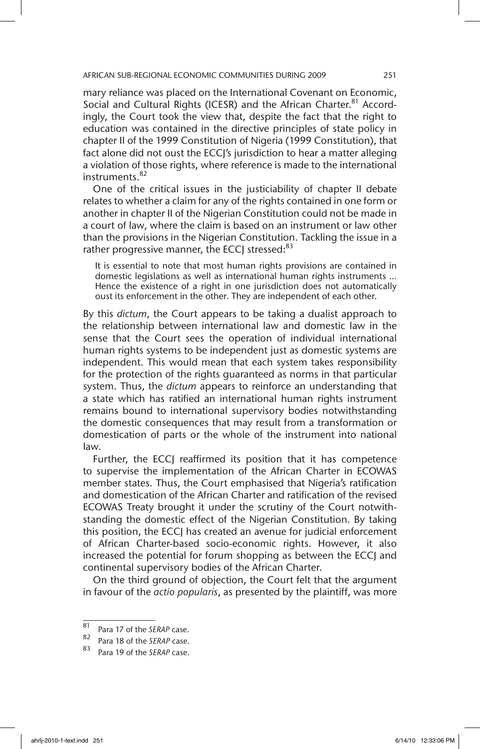mary reliance was placed on the International Covenant on Economic, Social and Cultural Rights (ICESR) and the African Charter.[81] Accordingly, the Court took the view that, despite the fact that the right to education was contained in the directive principles of state policy in chapter II of the 1999 Constitution of Nigeria (1999 Constitution), that fact alone did not oust the ECCJ's jurisdiction to hear a matter alleging a violation of those rights, where reference is made to the international instruments.[82]

One of the critical issues in the justiciability of chapter II debate relates to whether a claim for any of the rights contained in one form or another in chapter II of the Nigerian Constitution could not be made in a court of law, where the claim is based on an instrument or law other than the provisions in the Nigerian Constitution. Tackling the issue in a rather progressive manner, the ECCJ stressed:[83]

> It is essential to note that most human rights provisions are contained in domestic legislations as well as international human rights instruments ... Hence the existence of a right in one jurisdiction does not automatically oust its enforcement in the other. They are independent of each other.

By this *dictum*, the Court appears to be taking a dualist approach to the relationship between international law and domestic law in the sense that the Court sees the operation of individual international human rights systems to be independent just as domestic systems are independent. This would mean that each system takes responsibility for the protection of the rights guaranteed as norms in that particular system. Thus, the *dictum* appears to reinforce an understanding that a state which has ratified an international human rights instrument remains bound to international supervisory bodies notwithstanding the domestic consequences that may result from a transformation or domestication of parts or the whole of the instrument into national law.

Further, the ECCJ reaffirmed its position that it has competence to supervise the implementation of the African Charter in ECOWAS member states. Thus, the Court emphasised that Nigeria's ratification and domestication of the African Charter and ratification of the revised ECOWAS Treaty brought it under the scrutiny of the Court notwithstanding the domestic effect of the Nigerian Constitution. By taking this position, the ECCJ has created an avenue for judicial enforcement of African Charter-based socio-economic rights. However, it also increased the potential for forum shopping as between the ECCJ and continental supervisory bodies of the African Charter.

On the third ground of objection, the Court felt that the argument in favour of the *actio popularis*, as presented by the plaintiff, was more

---

[81] Para 17 of the *SERAP* case.

[82] Para 18 of the *SERAP* case.

[83] Para 19 of the *SERAP* case.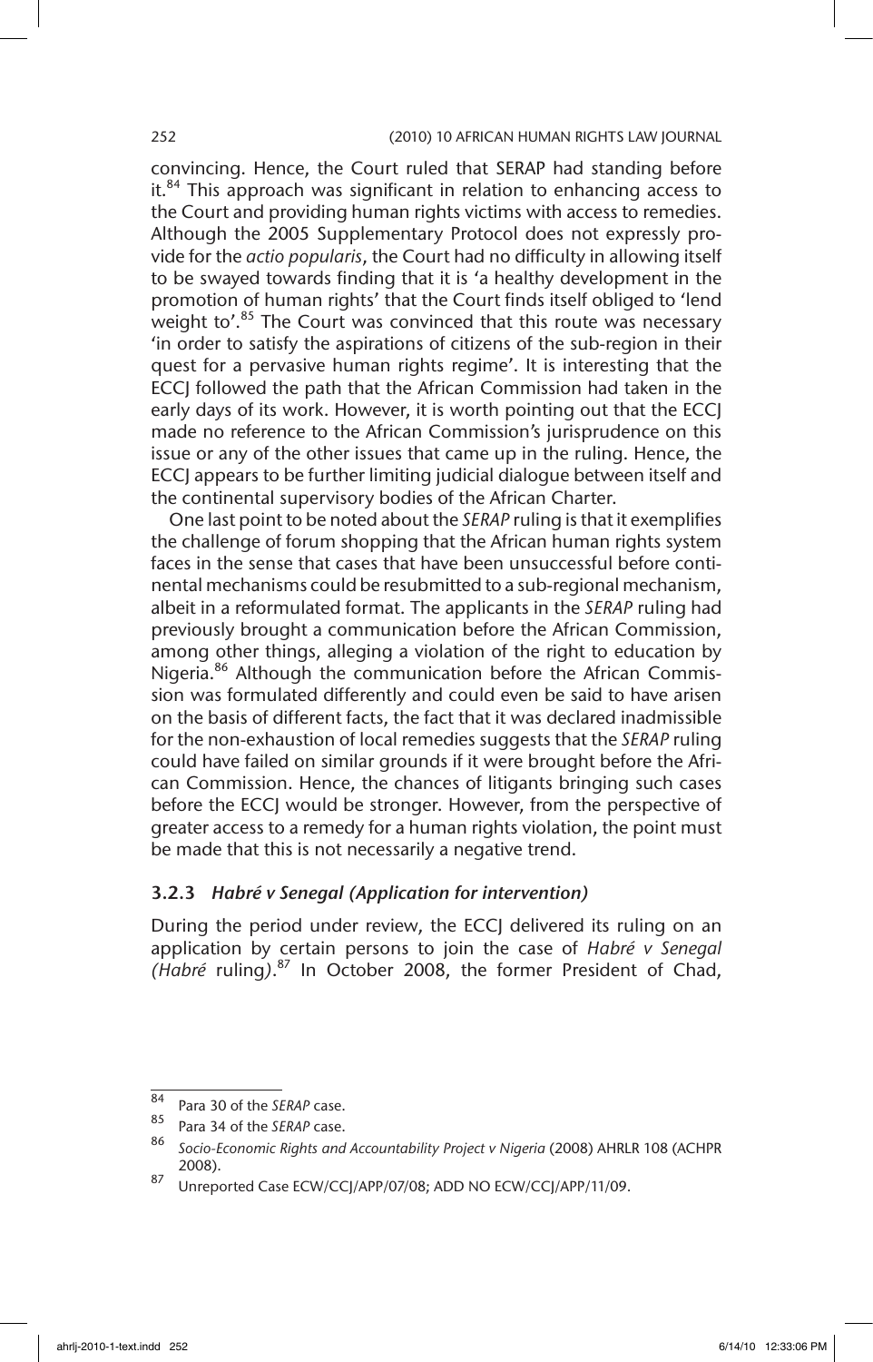convincing. Hence, the Court ruled that SERAP had standing before it.[84] This approach was significant in relation to enhancing access to the Court and providing human rights victims with access to remedies. Although the 2005 Supplementary Protocol does not expressly provide for the *actio popularis*, the Court had no difficulty in allowing itself to be swayed towards finding that it is 'a healthy development in the promotion of human rights' that the Court finds itself obliged to 'lend weight to'.[85] The Court was convinced that this route was necessary 'in order to satisfy the aspirations of citizens of the sub-region in their quest for a pervasive human rights regime'. It is interesting that the ECCJ followed the path that the African Commission had taken in the early days of its work. However, it is worth pointing out that the ECCJ made no reference to the African Commission's jurisprudence on this issue or any of the other issues that came up in the ruling. Hence, the ECCJ appears to be further limiting judicial dialogue between itself and the continental supervisory bodies of the African Charter.

One last point to be noted about the *SERAP* ruling is that it exemplifies the challenge of forum shopping that the African human rights system faces in the sense that cases that have been unsuccessful before continental mechanisms could be resubmitted to a sub-regional mechanism, albeit in a reformulated format. The applicants in the *SERAP* ruling had previously brought a communication before the African Commission, among other things, alleging a violation of the right to education by Nigeria.[86] Although the communication before the African Commission was formulated differently and could even be said to have arisen on the basis of different facts, the fact that it was declared inadmissible for the non-exhaustion of local remedies suggests that the *SERAP* ruling could have failed on similar grounds if it were brought before the African Commission. Hence, the chances of litigants bringing such cases before the ECCJ would be stronger. However, from the perspective of greater access to a remedy for a human rights violation, the point must be made that this is not necessarily a negative trend.

### 3.2.3 *Habré v Senegal (Application for intervention)*

During the period under review, the ECCJ delivered its ruling on an application by certain persons to join the case of *Habré v Senegal (Habré* ruling*)*.[87] In October 2008, the former President of Chad,

---

[84] Para 30 of the *SERAP* case.

[85] Para 34 of the *SERAP* case.

[86] *Socio-Economic Rights and Accountability Project v Nigeria* (2008) AHRLR 108 (ACHPR 2008).

[87] Unreported Case ECW/CCJ/APP/07/08; ADD NO ECW/CCJ/APP/11/09.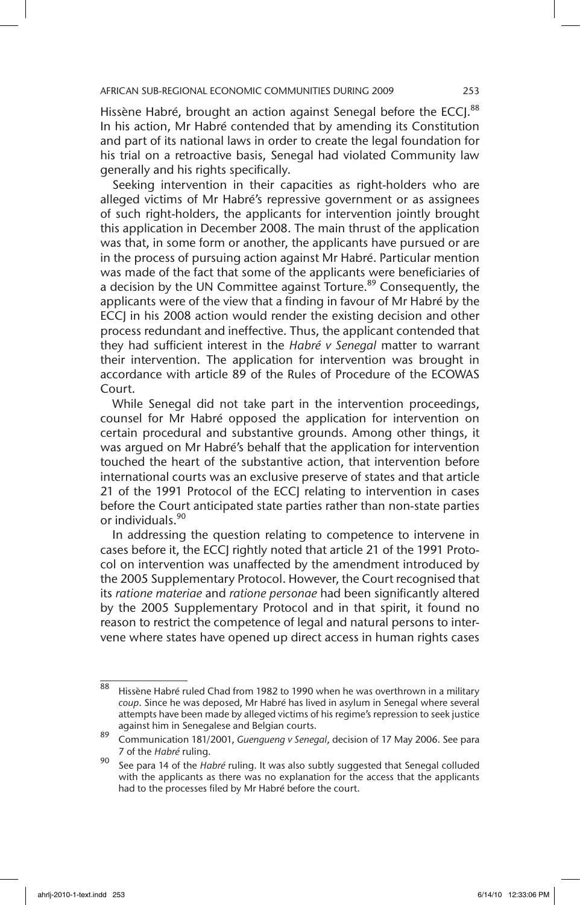Hissène Habré, brought an action against Senegal before the ECCJ.[88] In his action, Mr Habré contended that by amending its Constitution and part of its national laws in order to create the legal foundation for his trial on a retroactive basis, Senegal had violated Community law generally and his rights specifically.

Seeking intervention in their capacities as right-holders who are alleged victims of Mr Habré's repressive government or as assignees of such right-holders, the applicants for intervention jointly brought this application in December 2008. The main thrust of the application was that, in some form or another, the applicants have pursued or are in the process of pursuing action against Mr Habré. Particular mention was made of the fact that some of the applicants were beneficiaries of a decision by the UN Committee against Torture.[89] Consequently, the applicants were of the view that a finding in favour of Mr Habré by the ECCJ in his 2008 action would render the existing decision and other process redundant and ineffective. Thus, the applicant contended that they had sufficient interest in the *Habré v Senegal* matter to warrant their intervention. The application for intervention was brought in accordance with article 89 of the Rules of Procedure of the ECOWAS Court.

While Senegal did not take part in the intervention proceedings, counsel for Mr Habré opposed the application for intervention on certain procedural and substantive grounds. Among other things, it was argued on Mr Habré's behalf that the application for intervention touched the heart of the substantive action, that intervention before international courts was an exclusive preserve of states and that article 21 of the 1991 Protocol of the ECCJ relating to intervention in cases before the Court anticipated state parties rather than non-state parties or individuals.[90]

In addressing the question relating to competence to intervene in cases before it, the ECCJ rightly noted that article 21 of the 1991 Protocol on intervention was unaffected by the amendment introduced by the 2005 Supplementary Protocol. However, the Court recognised that its *ratione materiae* and *ratione personae* had been significantly altered by the 2005 Supplementary Protocol and in that spirit, it found no reason to restrict the competence of legal and natural persons to intervene where states have opened up direct access in human rights cases

---

[88] Hissène Habré ruled Chad from 1982 to 1990 when he was overthrown in a military *coup*. Since he was deposed, Mr Habré has lived in asylum in Senegal where several attempts have been made by alleged victims of his regime's repression to seek justice against him in Senegalese and Belgian courts.

[89] Communication 181/2001, *Guengueng v Senegal*, decision of 17 May 2006. See para 7 of the *Habré* ruling.

[90] See para 14 of the *Habré* ruling. It was also subtly suggested that Senegal colluded with the applicants as there was no explanation for the access that the applicants had to the processes filed by Mr Habré before the court.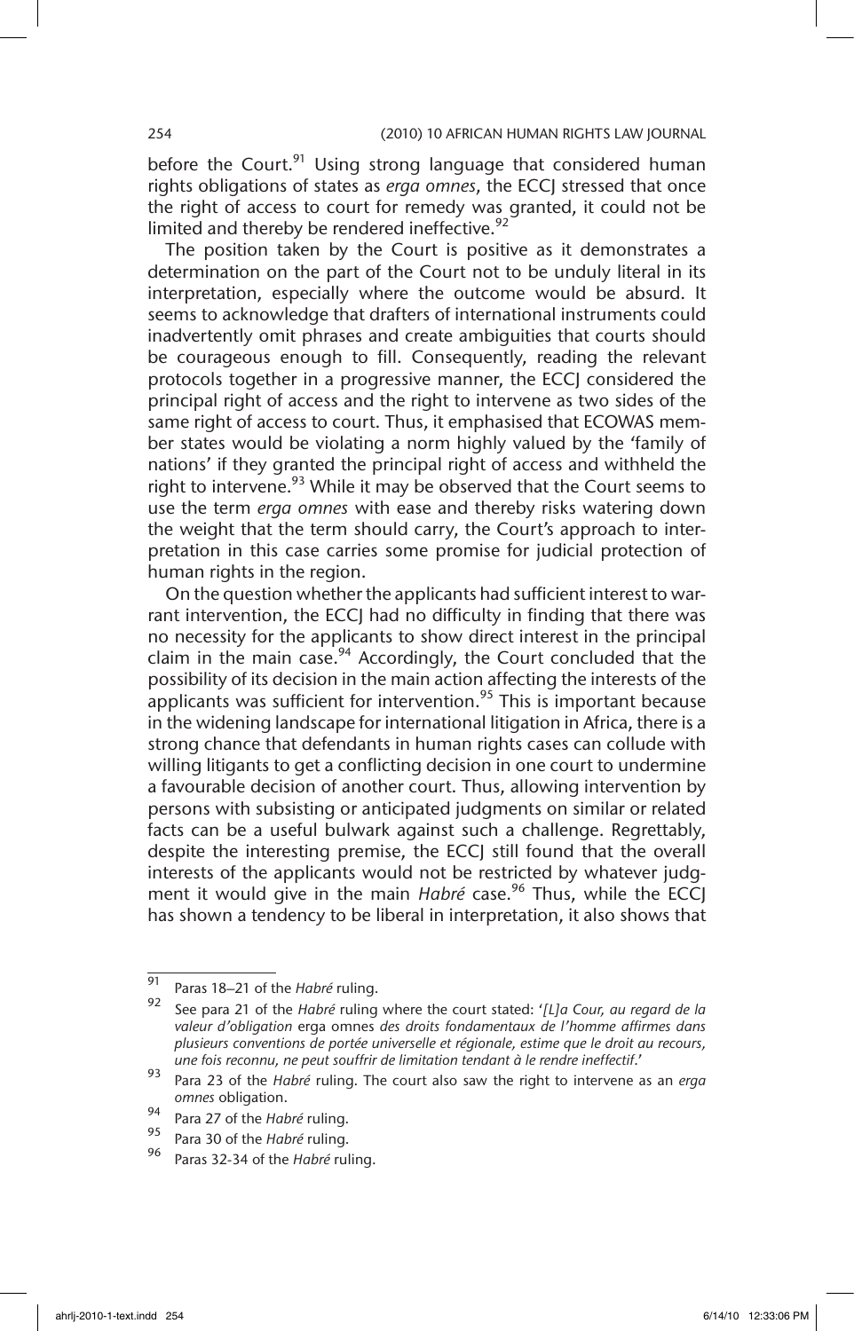before the Court.[91] Using strong language that considered human rights obligations of states as *erga omnes*, the ECCJ stressed that once the right of access to court for remedy was granted, it could not be limited and thereby be rendered ineffective.[92]

The position taken by the Court is positive as it demonstrates a determination on the part of the Court not to be unduly literal in its interpretation, especially where the outcome would be absurd. It seems to acknowledge that drafters of international instruments could inadvertently omit phrases and create ambiguities that courts should be courageous enough to fill. Consequently, reading the relevant protocols together in a progressive manner, the ECCJ considered the principal right of access and the right to intervene as two sides of the same right of access to court. Thus, it emphasised that ECOWAS member states would be violating a norm highly valued by the 'family of nations' if they granted the principal right of access and withheld the right to intervene.[93] While it may be observed that the Court seems to use the term *erga omnes* with ease and thereby risks watering down the weight that the term should carry, the Court's approach to interpretation in this case carries some promise for judicial protection of human rights in the region.

On the question whether the applicants had sufficient interest to warrant intervention, the ECCJ had no difficulty in finding that there was no necessity for the applicants to show direct interest in the principal claim in the main case.[94] Accordingly, the Court concluded that the possibility of its decision in the main action affecting the interests of the applicants was sufficient for intervention.[95] This is important because in the widening landscape for international litigation in Africa, there is a strong chance that defendants in human rights cases can collude with willing litigants to get a conflicting decision in one court to undermine a favourable decision of another court. Thus, allowing intervention by persons with subsisting or anticipated judgments on similar or related facts can be a useful bulwark against such a challenge. Regrettably, despite the interesting premise, the ECCJ still found that the overall interests of the applicants would not be restricted by whatever judgment it would give in the main *Habré* case.[96] Thus, while the ECCJ has shown a tendency to be liberal in interpretation, it also shows that

---

[91] Paras 18–21 of the *Habré* ruling.

[92] See para 21 of the *Habré* ruling where the court stated: '*[L]a Cour, au regard de la valeur d'obligation* erga omnes *des droits fondamentaux de l'homme affirmes dans plusieurs conventions de portée universelle et régionale, estime que le droit au recours, une fois reconnu, ne peut souffrir de limitation tendant à le rendre ineffectif*.'

[93] Para 23 of the *Habré* ruling. The court also saw the right to intervene as an *erga omnes* obligation.

[94] Para 27 of the *Habré* ruling.

[95] Para 30 of the *Habré* ruling.

[96] Paras 32-34 of the *Habré* ruling.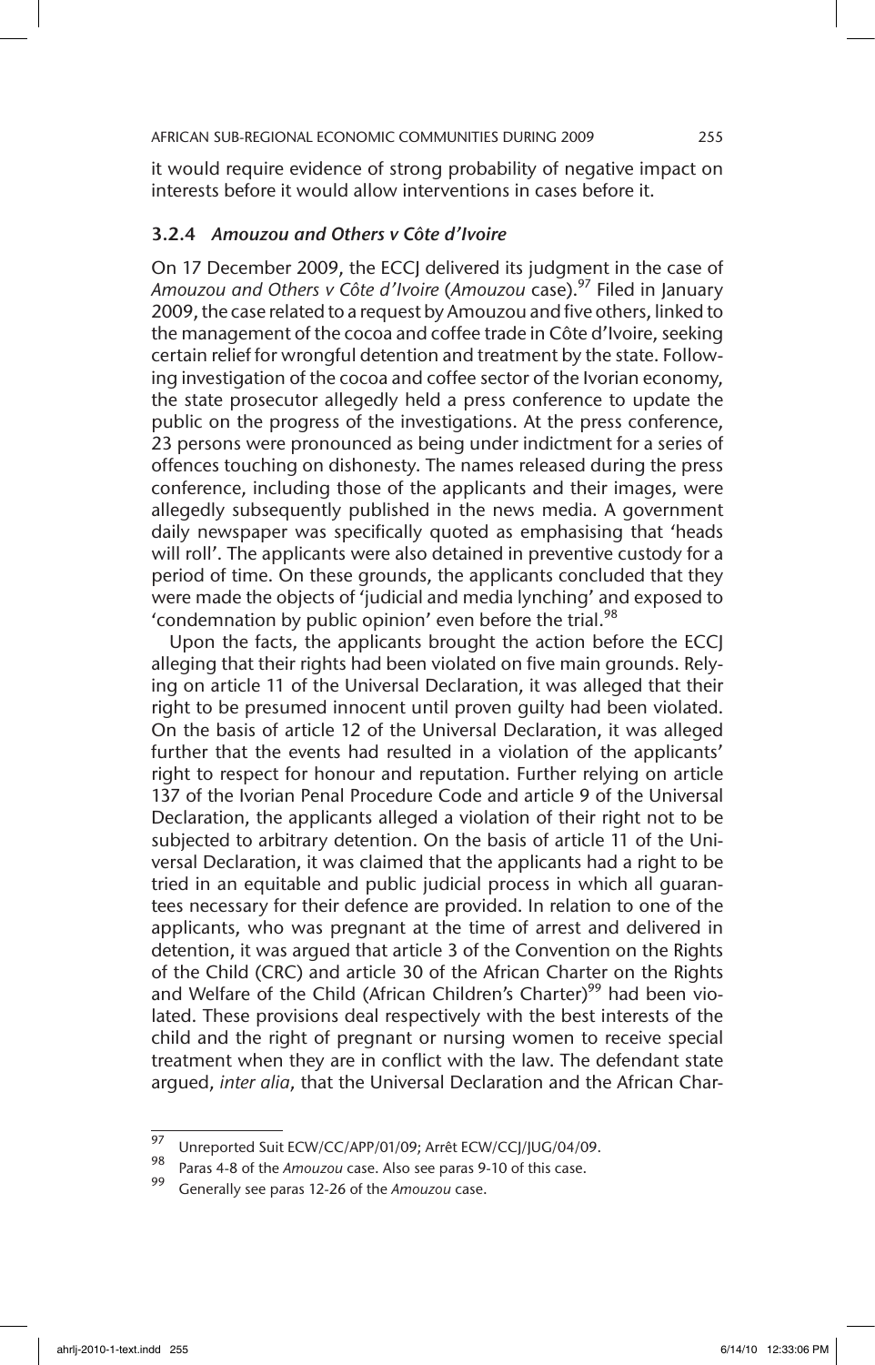it would require evidence of strong probability of negative impact on interests before it would allow interventions in cases before it.

### 3.2.4 *Amouzou and Others v Côte d'Ivoire*

On 17 December 2009, the ECCJ delivered its judgment in the case of *Amouzou and Others v Côte d'Ivoire* (*Amouzou* case).[97] Filed in January 2009, the case related to a request by Amouzou and five others, linked to the management of the cocoa and coffee trade in Côte d'Ivoire, seeking certain relief for wrongful detention and treatment by the state. Following investigation of the cocoa and coffee sector of the Ivorian economy, the state prosecutor allegedly held a press conference to update the public on the progress of the investigations. At the press conference, 23 persons were pronounced as being under indictment for a series of offences touching on dishonesty. The names released during the press conference, including those of the applicants and their images, were allegedly subsequently published in the news media. A government daily newspaper was specifically quoted as emphasising that 'heads will roll'. The applicants were also detained in preventive custody for a period of time. On these grounds, the applicants concluded that they were made the objects of 'judicial and media lynching' and exposed to 'condemnation by public opinion' even before the trial.[98]

Upon the facts, the applicants brought the action before the ECCJ alleging that their rights had been violated on five main grounds. Relying on article 11 of the Universal Declaration, it was alleged that their right to be presumed innocent until proven guilty had been violated. On the basis of article 12 of the Universal Declaration, it was alleged further that the events had resulted in a violation of the applicants' right to respect for honour and reputation. Further relying on article 137 of the Ivorian Penal Procedure Code and article 9 of the Universal Declaration, the applicants alleged a violation of their right not to be subjected to arbitrary detention. On the basis of article 11 of the Universal Declaration, it was claimed that the applicants had a right to be tried in an equitable and public judicial process in which all guarantees necessary for their defence are provided. In relation to one of the applicants, who was pregnant at the time of arrest and delivered in detention, it was argued that article 3 of the Convention on the Rights of the Child (CRC) and article 30 of the African Charter on the Rights and Welfare of the Child (African Children's Charter)[99] had been violated. These provisions deal respectively with the best interests of the child and the right of pregnant or nursing women to receive special treatment when they are in conflict with the law. The defendant state argued, *inter alia*, that the Universal Declaration and the African Char-

---

[97] Unreported Suit ECW/CC/APP/01/09; Arrêt ECW/CCJ/JUG/04/09.

[98] Paras 4-8 of the *Amouzou* case. Also see paras 9-10 of this case.

[99] Generally see paras 12-26 of the *Amouzou* case.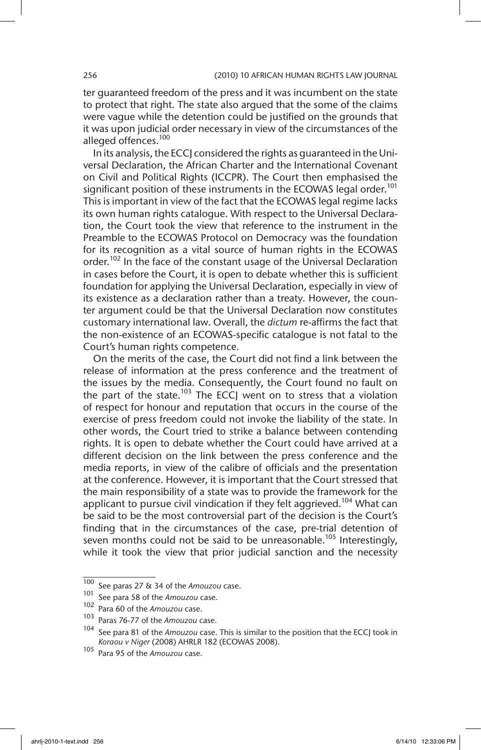ter guaranteed freedom of the press and it was incumbent on the state to protect that right. The state also argued that the some of the claims were vague while the detention could be justified on the grounds that it was upon judicial order necessary in view of the circumstances of the alleged offences.[100]

In its analysis, the ECCJ considered the rights as guaranteed in the Universal Declaration, the African Charter and the International Covenant on Civil and Political Rights (ICCPR). The Court then emphasised the significant position of these instruments in the ECOWAS legal order.[101] This is important in view of the fact that the ECOWAS legal regime lacks its own human rights catalogue. With respect to the Universal Declaration, the Court took the view that reference to the instrument in the Preamble to the ECOWAS Protocol on Democracy was the foundation for its recognition as a vital source of human rights in the ECOWAS order.[102] In the face of the constant usage of the Universal Declaration in cases before the Court, it is open to debate whether this is sufficient foundation for applying the Universal Declaration, especially in view of its existence as a declaration rather than a treaty. However, the counter argument could be that the Universal Declaration now constitutes customary international law. Overall, the *dictum* re-affirms the fact that the non-existence of an ECOWAS-specific catalogue is not fatal to the Court's human rights competence.

On the merits of the case, the Court did not find a link between the release of information at the press conference and the treatment of the issues by the media. Consequently, the Court found no fault on the part of the state.[103] The ECCJ went on to stress that a violation of respect for honour and reputation that occurs in the course of the exercise of press freedom could not invoke the liability of the state. In other words, the Court tried to strike a balance between contending rights. It is open to debate whether the Court could have arrived at a different decision on the link between the press conference and the media reports, in view of the calibre of officials and the presentation at the conference. However, it is important that the Court stressed that the main responsibility of a state was to provide the framework for the applicant to pursue civil vindication if they felt aggrieved.[104] What can be said to be the most controversial part of the decision is the Court's finding that in the circumstances of the case, pre-trial detention of seven months could not be said to be unreasonable.[105] Interestingly, while it took the view that prior judicial sanction and the necessity

---

[100] See paras 27 & 34 of the *Amouzou* case.

[101] See para 58 of the *Amouzou* case.

[102] Para 60 of the *Amouzou* case.

[103] Paras 76-77 of the *Amouzou* case.

[104] See para 81 of the *Amouzou* case. This is similar to the position that the ECCJ took in *Koraou v Niger* (2008) AHRLR 182 (ECOWAS 2008).

[105] Para 95 of the *Amouzou* case.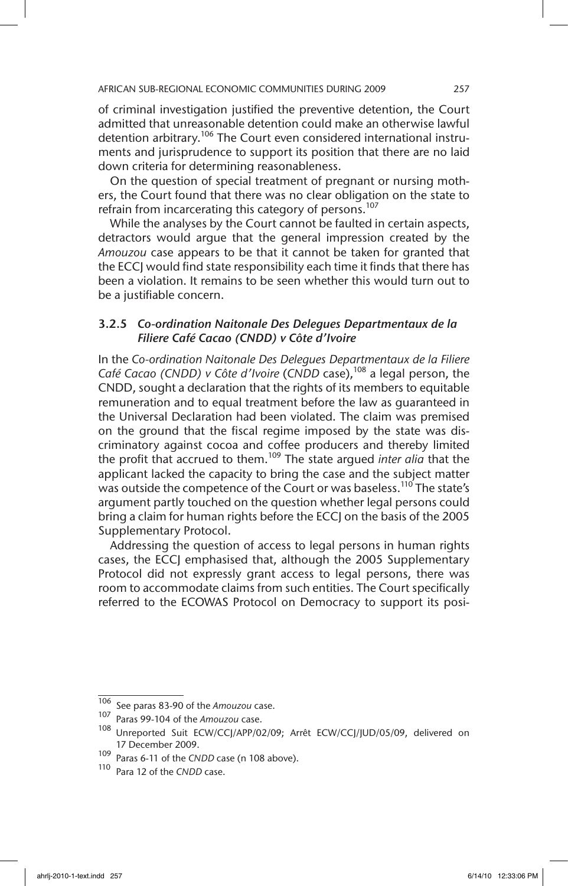of criminal investigation justified the preventive detention, the Court admitted that unreasonable detention could make an otherwise lawful detention arbitrary.[106] The Court even considered international instruments and jurisprudence to support its position that there are no laid down criteria for determining reasonableness.

On the question of special treatment of pregnant or nursing mothers, the Court found that there was no clear obligation on the state to refrain from incarcerating this category of persons.[107]

While the analyses by the Court cannot be faulted in certain aspects, detractors would argue that the general impression created by the *Amouzou* case appears to be that it cannot be taken for granted that the ECCJ would find state responsibility each time it finds that there has been a violation. It remains to be seen whether this would turn out to be a justifiable concern.

### 3.2.5 *Co-ordination Naitonale Des Delegues Departmentaux de la Filiere Café Cacao (CNDD) v Côte d'Ivoire*

In the *Co-ordination Naitonale Des Delegues Departmentaux de la Filiere Café Cacao (CNDD) v Côte d'Ivoire* (*CNDD* case),[108] a legal person, the CNDD, sought a declaration that the rights of its members to equitable remuneration and to equal treatment before the law as guaranteed in the Universal Declaration had been violated. The claim was premised on the ground that the fiscal regime imposed by the state was discriminatory against cocoa and coffee producers and thereby limited the profit that accrued to them.[109] The state argued *inter alia* that the applicant lacked the capacity to bring the case and the subject matter was outside the competence of the Court or was baseless.[110] The state's argument partly touched on the question whether legal persons could bring a claim for human rights before the ECCJ on the basis of the 2005 Supplementary Protocol.

Addressing the question of access to legal persons in human rights cases, the ECCJ emphasised that, although the 2005 Supplementary Protocol did not expressly grant access to legal persons, there was room to accommodate claims from such entities. The Court specifically referred to the ECOWAS Protocol on Democracy to support its posi-

---

[106] See paras 83-90 of the *Amouzou* case.

[107] Paras 99-104 of the *Amouzou* case.

[108] Unreported Suit ECW/CCJ/APP/02/09; Arrêt ECW/CCJ/JUD/05/09, delivered on 17 December 2009.

[109] Paras 6-11 of the *CNDD* case (n 108 above).

[110] Para 12 of the *CNDD* case.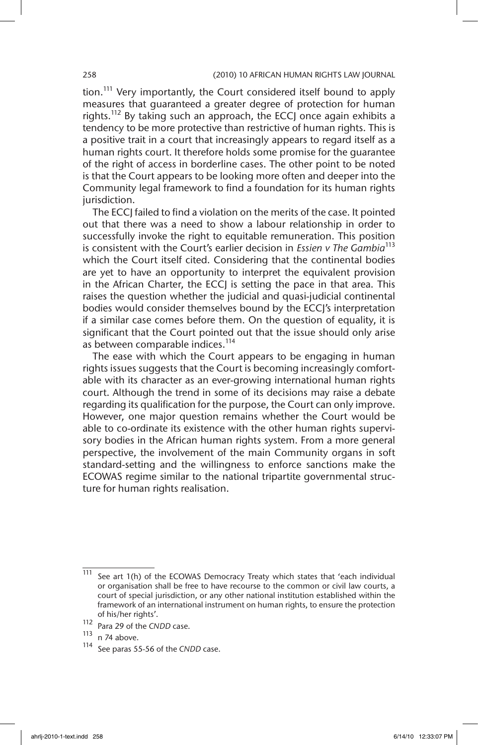tion.[111] Very importantly, the Court considered itself bound to apply measures that guaranteed a greater degree of protection for human rights.[112] By taking such an approach, the ECCJ once again exhibits a tendency to be more protective than restrictive of human rights. This is a positive trait in a court that increasingly appears to regard itself as a human rights court. It therefore holds some promise for the guarantee of the right of access in borderline cases. The other point to be noted is that the Court appears to be looking more often and deeper into the Community legal framework to find a foundation for its human rights jurisdiction.

The ECCJ failed to find a violation on the merits of the case. It pointed out that there was a need to show a labour relationship in order to successfully invoke the right to equitable remuneration. This position is consistent with the Court's earlier decision in *Essien v The Gambia*[113] which the Court itself cited. Considering that the continental bodies are yet to have an opportunity to interpret the equivalent provision in the African Charter, the ECCJ is setting the pace in that area. This raises the question whether the judicial and quasi-judicial continental bodies would consider themselves bound by the ECCJ's interpretation if a similar case comes before them. On the question of equality, it is significant that the Court pointed out that the issue should only arise as between comparable indices.[114]

The ease with which the Court appears to be engaging in human rights issues suggests that the Court is becoming increasingly comfortable with its character as an ever-growing international human rights court. Although the trend in some of its decisions may raise a debate regarding its qualification for the purpose, the Court can only improve. However, one major question remains whether the Court would be able to co-ordinate its existence with the other human rights supervisory bodies in the African human rights system. From a more general perspective, the involvement of the main Community organs in soft standard-setting and the willingness to enforce sanctions make the ECOWAS regime similar to the national tripartite governmental structure for human rights realisation.

---

[111] See art 1(h) of the ECOWAS Democracy Treaty which states that 'each individual or organisation shall be free to have recourse to the common or civil law courts, a court of special jurisdiction, or any other national institution established within the framework of an international instrument on human rights, to ensure the protection of his/her rights'.

[112] Para 29 of the *CNDD* case.

[113] n 74 above.

[114] See paras 55-56 of the *CNDD* case.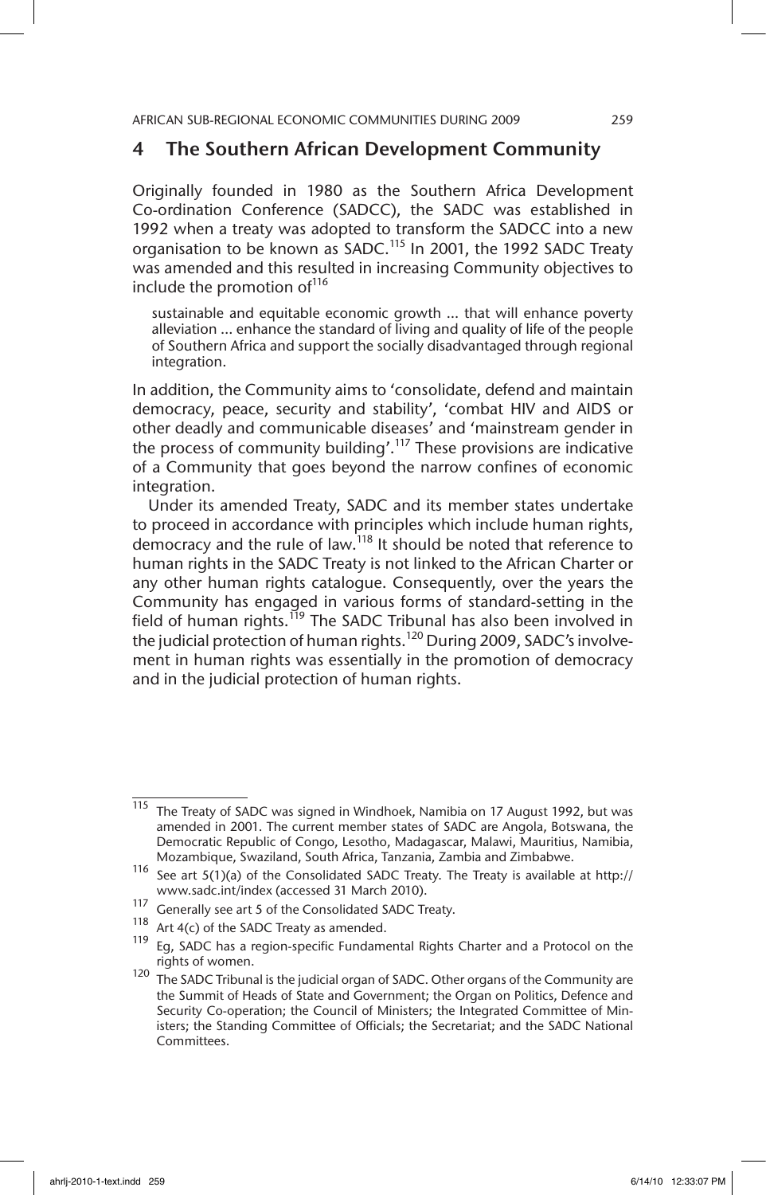## 4 The Southern African Development Community

Originally founded in 1980 as the Southern Africa Development Co-ordination Conference (SADCC), the SADC was established in 1992 when a treaty was adopted to transform the SADCC into a new organisation to be known as SADC.[115] In 2001, the 1992 SADC Treaty was amended and this resulted in increasing Community objectives to include the promotion of[116]

> sustainable and equitable economic growth ... that will enhance poverty alleviation ... enhance the standard of living and quality of life of the people of Southern Africa and support the socially disadvantaged through regional integration.

In addition, the Community aims to 'consolidate, defend and maintain democracy, peace, security and stability', 'combat HIV and AIDS or other deadly and communicable diseases' and 'mainstream gender in the process of community building'.[117] These provisions are indicative of a Community that goes beyond the narrow confines of economic integration.

Under its amended Treaty, SADC and its member states undertake to proceed in accordance with principles which include human rights, democracy and the rule of law.[118] It should be noted that reference to human rights in the SADC Treaty is not linked to the African Charter or any other human rights catalogue. Consequently, over the years the Community has engaged in various forms of standard-setting in the field of human rights.[119] The SADC Tribunal has also been involved in the judicial protection of human rights.[120] During 2009, SADC's involvement in human rights was essentially in the promotion of democracy and in the judicial protection of human rights.

---

[115] The Treaty of SADC was signed in Windhoek, Namibia on 17 August 1992, but was amended in 2001. The current member states of SADC are Angola, Botswana, the Democratic Republic of Congo, Lesotho, Madagascar, Malawi, Mauritius, Namibia, Mozambique, Swaziland, South Africa, Tanzania, Zambia and Zimbabwe.

[116] See art 5(1)(a) of the Consolidated SADC Treaty. The Treaty is available at http://www.sadc.int/index (accessed 31 March 2010).

[117] Generally see art 5 of the Consolidated SADC Treaty.

[118] Art 4(c) of the SADC Treaty as amended.

[119] Eg, SADC has a region-specific Fundamental Rights Charter and a Protocol on the rights of women.

[120] The SADC Tribunal is the judicial organ of SADC. Other organs of the Community are the Summit of Heads of State and Government; the Organ on Politics, Defence and Security Co-operation; the Council of Ministers; the Integrated Committee of Ministers; the Standing Committee of Officials; the Secretariat; and the SADC National Committees.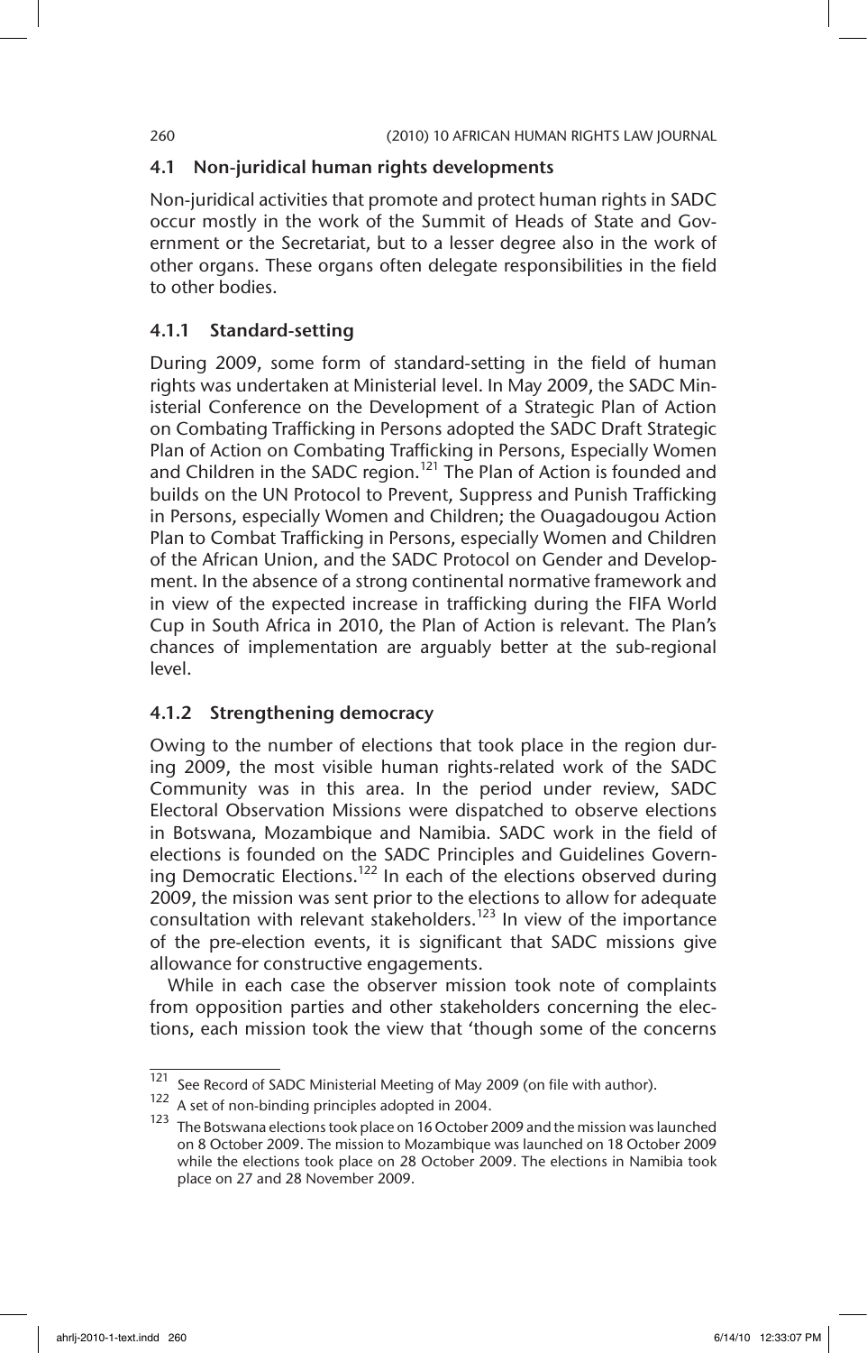### 4.1 Non-juridical human rights developments

Non-juridical activities that promote and protect human rights in SADC occur mostly in the work of the Summit of Heads of State and Government or the Secretariat, but to a lesser degree also in the work of other organs. These organs often delegate responsibilities in the field to other bodies.

#### 4.1.1 Standard-setting

During 2009, some form of standard-setting in the field of human rights was undertaken at Ministerial level. In May 2009, the SADC Ministerial Conference on the Development of a Strategic Plan of Action on Combating Trafficking in Persons adopted the SADC Draft Strategic Plan of Action on Combating Trafficking in Persons, Especially Women and Children in the SADC region.[121] The Plan of Action is founded and builds on the UN Protocol to Prevent, Suppress and Punish Trafficking in Persons, especially Women and Children; the Ouagadougou Action Plan to Combat Trafficking in Persons, especially Women and Children of the African Union, and the SADC Protocol on Gender and Development. In the absence of a strong continental normative framework and in view of the expected increase in trafficking during the FIFA World Cup in South Africa in 2010, the Plan of Action is relevant. The Plan's chances of implementation are arguably better at the sub-regional level.

#### 4.1.2 Strengthening democracy

Owing to the number of elections that took place in the region during 2009, the most visible human rights-related work of the SADC Community was in this area. In the period under review, SADC Electoral Observation Missions were dispatched to observe elections in Botswana, Mozambique and Namibia. SADC work in the field of elections is founded on the SADC Principles and Guidelines Governing Democratic Elections.[122] In each of the elections observed during 2009, the mission was sent prior to the elections to allow for adequate consultation with relevant stakeholders.[123] In view of the importance of the pre-election events, it is significant that SADC missions give allowance for constructive engagements.

While in each case the observer mission took note of complaints from opposition parties and other stakeholders concerning the elections, each mission took the view that 'though some of the concerns

---

[121] See Record of SADC Ministerial Meeting of May 2009 (on file with author).

[122] A set of non-binding principles adopted in 2004.

[123] The Botswana elections took place on 16 October 2009 and the mission was launched on 8 October 2009. The mission to Mozambique was launched on 18 October 2009 while the elections took place on 28 October 2009. The elections in Namibia took place on 27 and 28 November 2009.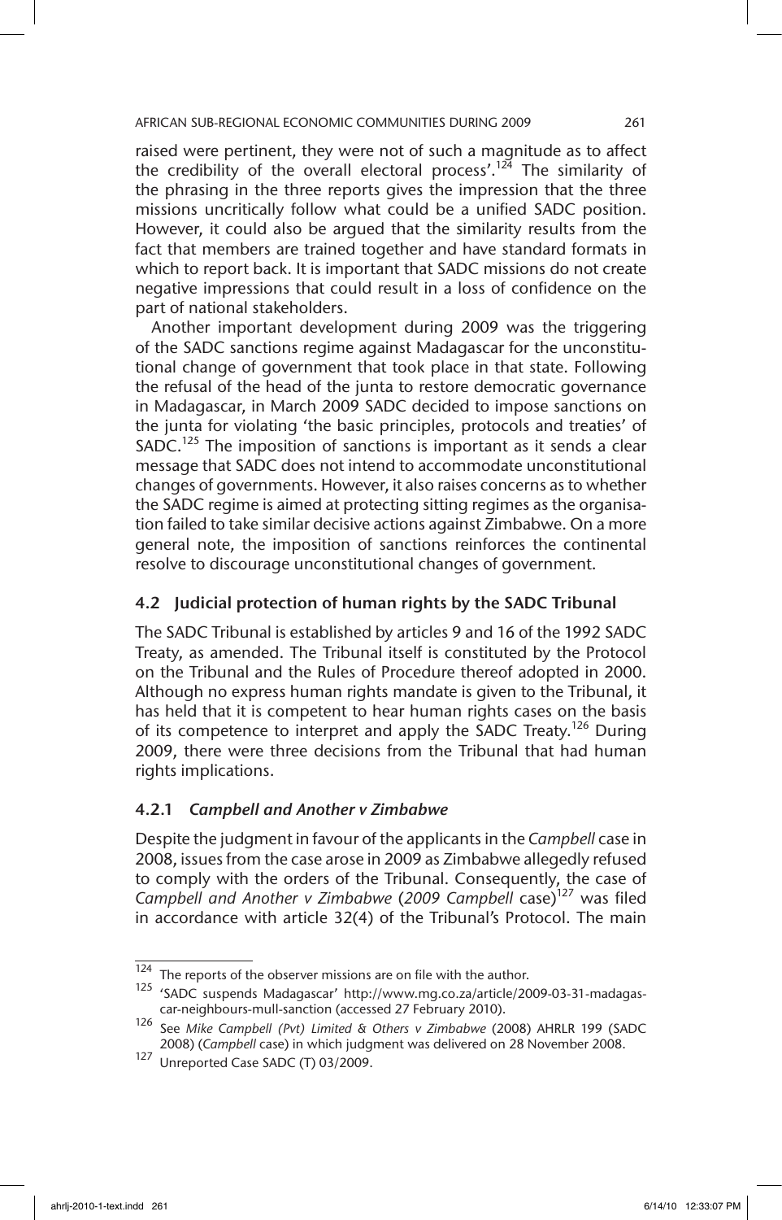raised were pertinent, they were not of such a magnitude as to affect the credibility of the overall electoral process'.[124] The similarity of the phrasing in the three reports gives the impression that the three missions uncritically follow what could be a unified SADC position. However, it could also be argued that the similarity results from the fact that members are trained together and have standard formats in which to report back. It is important that SADC missions do not create negative impressions that could result in a loss of confidence on the part of national stakeholders.

Another important development during 2009 was the triggering of the SADC sanctions regime against Madagascar for the unconstitutional change of government that took place in that state. Following the refusal of the head of the junta to restore democratic governance in Madagascar, in March 2009 SADC decided to impose sanctions on the junta for violating 'the basic principles, protocols and treaties' of SADC.[125] The imposition of sanctions is important as it sends a clear message that SADC does not intend to accommodate unconstitutional changes of governments. However, it also raises concerns as to whether the SADC regime is aimed at protecting sitting regimes as the organisation failed to take similar decisive actions against Zimbabwe. On a more general note, the imposition of sanctions reinforces the continental resolve to discourage unconstitutional changes of government.

### 4.2 Judicial protection of human rights by the SADC Tribunal

The SADC Tribunal is established by articles 9 and 16 of the 1992 SADC Treaty, as amended. The Tribunal itself is constituted by the Protocol on the Tribunal and the Rules of Procedure thereof adopted in 2000. Although no express human rights mandate is given to the Tribunal, it has held that it is competent to hear human rights cases on the basis of its competence to interpret and apply the SADC Treaty.[126] During 2009, there were three decisions from the Tribunal that had human rights implications.

#### 4.2.1 *Campbell and Another v Zimbabwe*

Despite the judgment in favour of the applicants in the *Campbell* case in 2008, issues from the case arose in 2009 as Zimbabwe allegedly refused to comply with the orders of the Tribunal. Consequently, the case of *Campbell and Another v Zimbabwe* (*2009 Campbell* case)[127] was filed in accordance with article 32(4) of the Tribunal's Protocol. The main

---

[124] The reports of the observer missions are on file with the author.

[125] 'SADC suspends Madagascar' http://www.mg.co.za/article/2009-03-31-madagascar-neighbours-mull-sanction (accessed 27 February 2010).

[126] See *Mike Campbell (Pvt) Limited & Others v Zimbabwe* (2008) AHRLR 199 (SADC 2008) (*Campbell* case) in which judgment was delivered on 28 November 2008.

[127] Unreported Case SADC (T) 03/2009.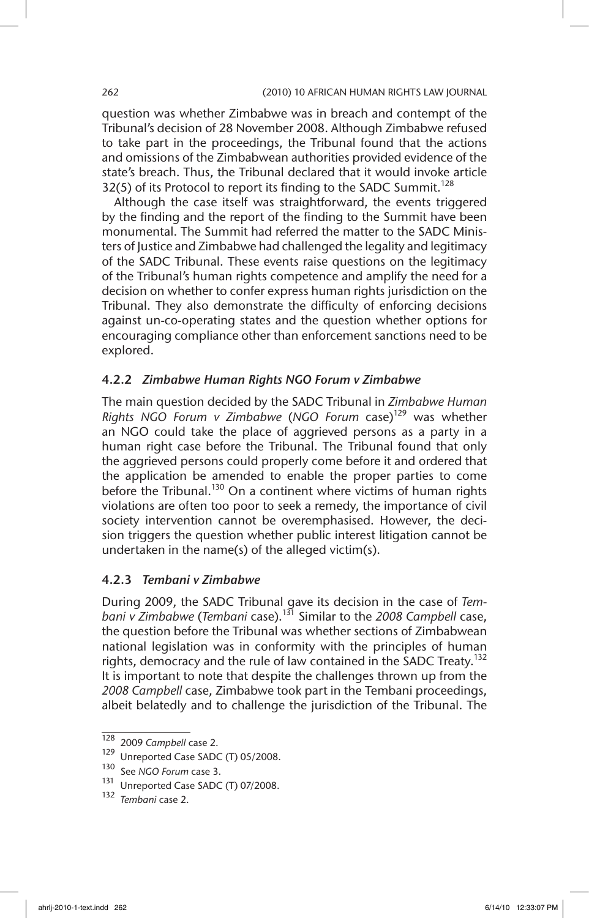question was whether Zimbabwe was in breach and contempt of the Tribunal's decision of 28 November 2008. Although Zimbabwe refused to take part in the proceedings, the Tribunal found that the actions and omissions of the Zimbabwean authorities provided evidence of the state's breach. Thus, the Tribunal declared that it would invoke article 32(5) of its Protocol to report its finding to the SADC Summit.[128]

Although the case itself was straightforward, the events triggered by the finding and the report of the finding to the Summit have been monumental. The Summit had referred the matter to the SADC Ministers of Justice and Zimbabwe had challenged the legality and legitimacy of the SADC Tribunal. These events raise questions on the legitimacy of the Tribunal's human rights competence and amplify the need for a decision on whether to confer express human rights jurisdiction on the Tribunal. They also demonstrate the difficulty of enforcing decisions against un-co-operating states and the question whether options for encouraging compliance other than enforcement sanctions need to be explored.

### 4.2.2 *Zimbabwe Human Rights NGO Forum v Zimbabwe*

The main question decided by the SADC Tribunal in *Zimbabwe Human Rights NGO Forum v Zimbabwe* (*NGO Forum* case)[129] was whether an NGO could take the place of aggrieved persons as a party in a human right case before the Tribunal. The Tribunal found that only the aggrieved persons could properly come before it and ordered that the application be amended to enable the proper parties to come before the Tribunal.[130] On a continent where victims of human rights violations are often too poor to seek a remedy, the importance of civil society intervention cannot be overemphasised. However, the decision triggers the question whether public interest litigation cannot be undertaken in the name(s) of the alleged victim(s).

### 4.2.3 *Tembani v Zimbabwe*

During 2009, the SADC Tribunal gave its decision in the case of *Tembani v Zimbabwe* (*Tembani* case).[131] Similar to the *2008 Campbell* case, the question before the Tribunal was whether sections of Zimbabwean national legislation was in conformity with the principles of human rights, democracy and the rule of law contained in the SADC Treaty.[132] It is important to note that despite the challenges thrown up from the *2008 Campbell* case, Zimbabwe took part in the Tembani proceedings, albeit belatedly and to challenge the jurisdiction of the Tribunal. The

---

[128] 2009 *Campbell* case 2.

[129] Unreported Case SADC (T) 05/2008.

[130] See *NGO Forum* case 3.

[131] Unreported Case SADC (T) 07/2008.

[132] *Tembani* case 2.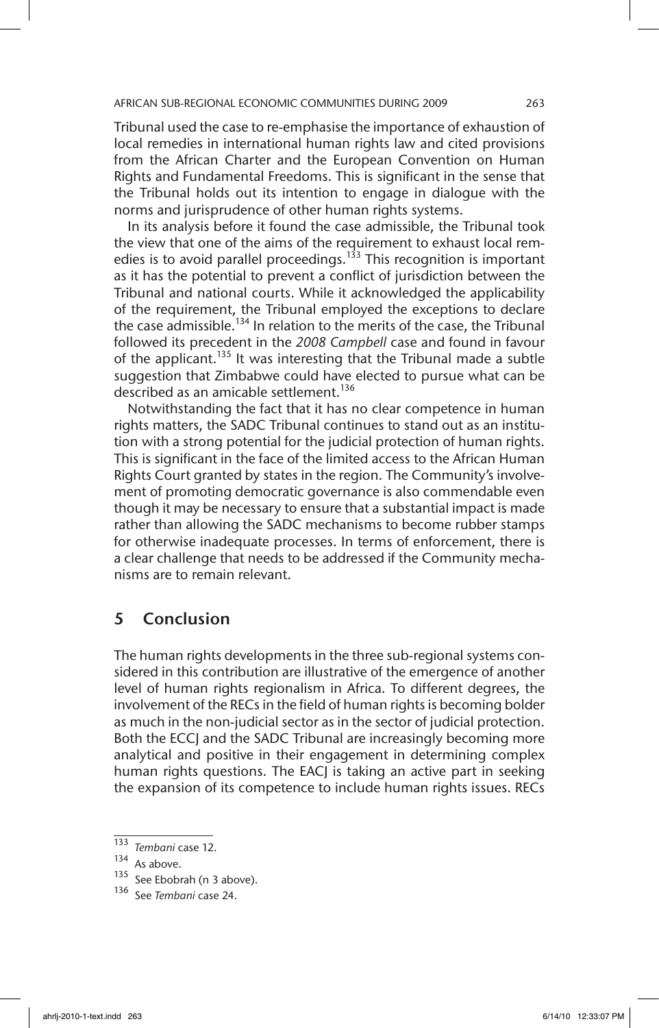Tribunal used the case to re-emphasise the importance of exhaustion of local remedies in international human rights law and cited provisions from the African Charter and the European Convention on Human Rights and Fundamental Freedoms. This is significant in the sense that the Tribunal holds out its intention to engage in dialogue with the norms and jurisprudence of other human rights systems.

In its analysis before it found the case admissible, the Tribunal took the view that one of the aims of the requirement to exhaust local remedies is to avoid parallel proceedings.[133] This recognition is important as it has the potential to prevent a conflict of jurisdiction between the Tribunal and national courts. While it acknowledged the applicability of the requirement, the Tribunal employed the exceptions to declare the case admissible.[134] In relation to the merits of the case, the Tribunal followed its precedent in the *2008 Campbell* case and found in favour of the applicant.[135] It was interesting that the Tribunal made a subtle suggestion that Zimbabwe could have elected to pursue what can be described as an amicable settlement.[136]

Notwithstanding the fact that it has no clear competence in human rights matters, the SADC Tribunal continues to stand out as an institution with a strong potential for the judicial protection of human rights. This is significant in the face of the limited access to the African Human Rights Court granted by states in the region. The Community's involvement of promoting democratic governance is also commendable even though it may be necessary to ensure that a substantial impact is made rather than allowing the SADC mechanisms to become rubber stamps for otherwise inadequate processes. In terms of enforcement, there is a clear challenge that needs to be addressed if the Community mechanisms are to remain relevant.

## 5 Conclusion

The human rights developments in the three sub-regional systems considered in this contribution are illustrative of the emergence of another level of human rights regionalism in Africa. To different degrees, the involvement of the RECs in the field of human rights is becoming bolder as much in the non-judicial sector as in the sector of judicial protection. Both the ECCJ and the SADC Tribunal are increasingly becoming more analytical and positive in their engagement in determining complex human rights questions. The EACJ is taking an active part in seeking the expansion of its competence to include human rights issues. RECs

---

133 *Tembani* case 12.

134 As above.

135 See Ebobrah (n 3 above).

136 See *Tembani* case 24.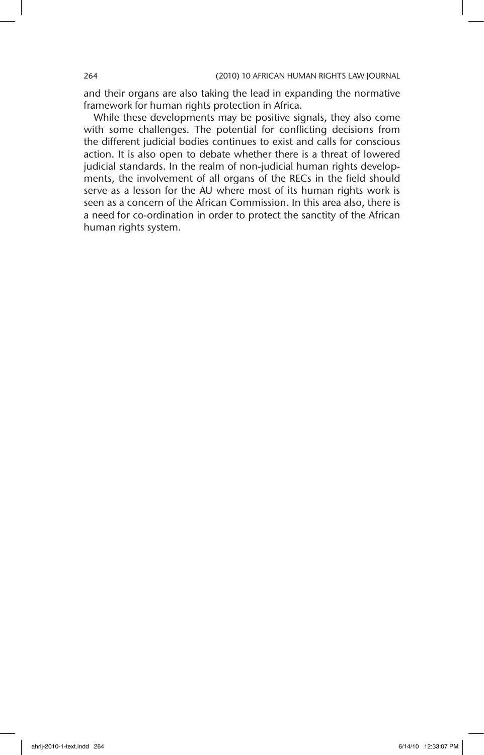and their organs are also taking the lead in expanding the normative framework for human rights protection in Africa.

While these developments may be positive signals, they also come with some challenges. The potential for conflicting decisions from the different judicial bodies continues to exist and calls for conscious action. It is also open to debate whether there is a threat of lowered judicial standards. In the realm of non-judicial human rights developments, the involvement of all organs of the RECs in the field should serve as a lesson for the AU where most of its human rights work is seen as a concern of the African Commission. In this area also, there is a need for co-ordination in order to protect the sanctity of the African human rights system.